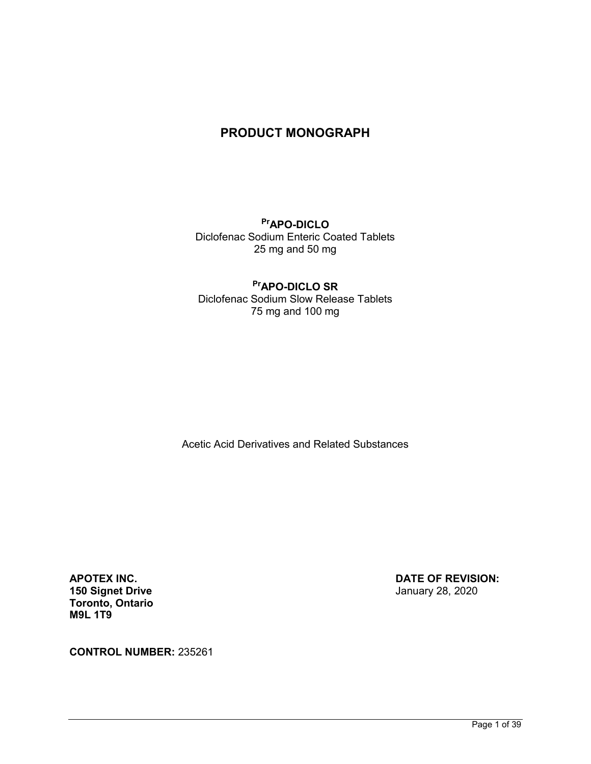# PRODUCT MONOGRAPH

**[Pr]APO-DICLO**
Diclofenac Sodium Enteric Coated Tablets
25 mg and 50 mg

**[Pr]APO-DICLO SR**
Diclofenac Sodium Slow Release Tablets
75 mg and 100 mg

Acetic Acid Derivatives and Related Substances

**APOTEX INC.**
**150 Signet Drive**
**Toronto, Ontario**
**M9L 1T9**

**DATE OF REVISION:**
January 28, 2020

**CONTROL NUMBER:** 235261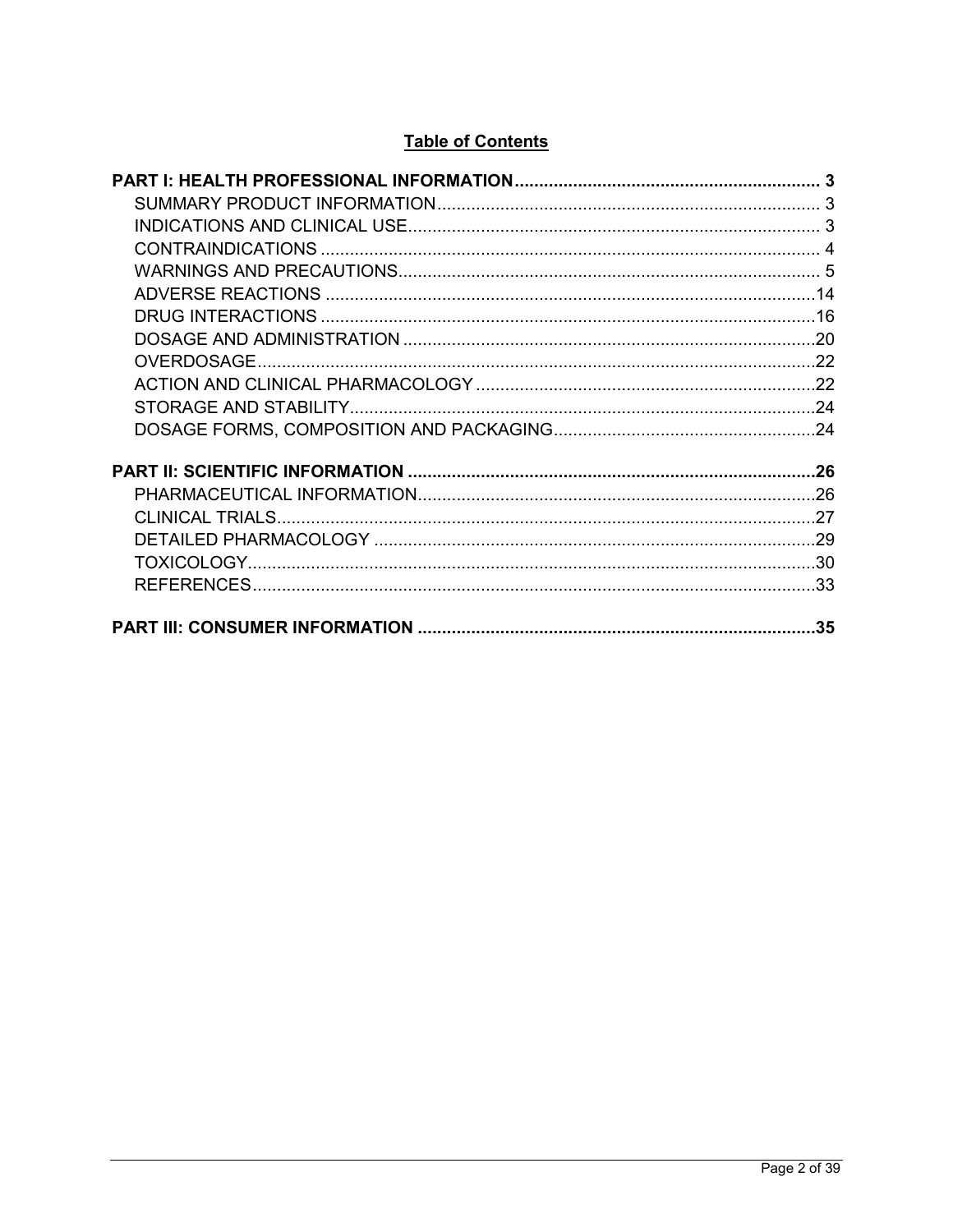**Table of Contents**

**PART I: HEALTH PROFESSIONAL INFORMATION** .......... 3
- SUMMARY PRODUCT INFORMATION .......... 3
- INDICATIONS AND CLINICAL USE .......... 3
- CONTRAINDICATIONS .......... 4
- WARNINGS AND PRECAUTIONS .......... 5
- ADVERSE REACTIONS .......... 14
- DRUG INTERACTIONS .......... 16
- DOSAGE AND ADMINISTRATION .......... 20
- OVERDOSAGE .......... 22
- ACTION AND CLINICAL PHARMACOLOGY .......... 22
- STORAGE AND STABILITY .......... 24
- DOSAGE FORMS, COMPOSITION AND PACKAGING .......... 24

**PART II: SCIENTIFIC INFORMATION** .......... 26
- PHARMACEUTICAL INFORMATION .......... 26
- CLINICAL TRIALS .......... 27
- DETAILED PHARMACOLOGY .......... 29
- TOXICOLOGY .......... 30
- REFERENCES .......... 33

**PART III: CONSUMER INFORMATION** .......... 35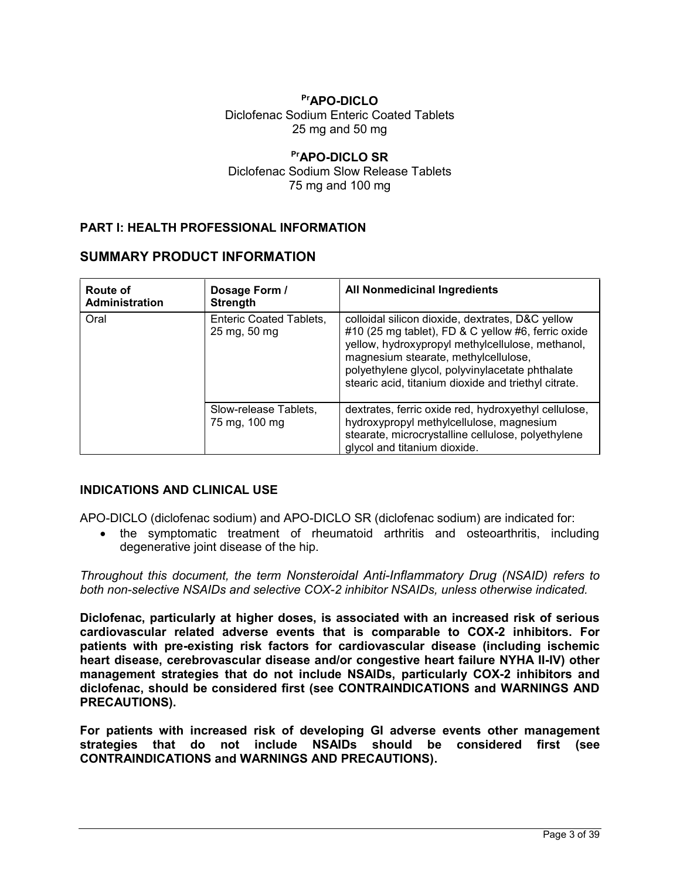**[Pr]APO-DICLO**
Diclofenac Sodium Enteric Coated Tablets
25 mg and 50 mg

**[Pr]APO-DICLO SR**
Diclofenac Sodium Slow Release Tablets
75 mg and 100 mg

## PART I: HEALTH PROFESSIONAL INFORMATION

## SUMMARY PRODUCT INFORMATION

| Route of Administration | Dosage Form / Strength | All Nonmedicinal Ingredients |
|---|---|---|
| Oral | Enteric Coated Tablets, 25 mg, 50 mg | colloidal silicon dioxide, dextrates, D&C yellow #10 (25 mg tablet), FD & C yellow #6, ferric oxide yellow, hydroxypropyl methylcellulose, methanol, magnesium stearate, methylcellulose, polyethylene glycol, polyvinylacetate phthalate stearic acid, titanium dioxide and triethyl citrate. |
| | Slow-release Tablets, 75 mg, 100 mg | dextrates, ferric oxide red, hydroxyethyl cellulose, hydroxypropyl methylcellulose, magnesium stearate, microcrystalline cellulose, polyethylene glycol and titanium dioxide. |

## INDICATIONS AND CLINICAL USE

APO-DICLO (diclofenac sodium) and APO-DICLO SR (diclofenac sodium) are indicated for:

- the symptomatic treatment of rheumatoid arthritis and osteoarthritis, including degenerative joint disease of the hip.

*Throughout this document, the term Nonsteroidal Anti-Inflammatory Drug (NSAID) refers to both non-selective NSAIDs and selective COX-2 inhibitor NSAIDs, unless otherwise indicated.*

**Diclofenac, particularly at higher doses, is associated with an increased risk of serious cardiovascular related adverse events that is comparable to COX-2 inhibitors. For patients with pre-existing risk factors for cardiovascular disease (including ischemic heart disease, cerebrovascular disease and/or congestive heart failure NYHA II-IV) other management strategies that do not include NSAIDs, particularly COX-2 inhibitors and diclofenac, should be considered first (see CONTRAINDICATIONS and WARNINGS AND PRECAUTIONS).**

**For patients with increased risk of developing GI adverse events other management strategies that do not include NSAIDs should be considered first (see CONTRAINDICATIONS and WARNINGS AND PRECAUTIONS).**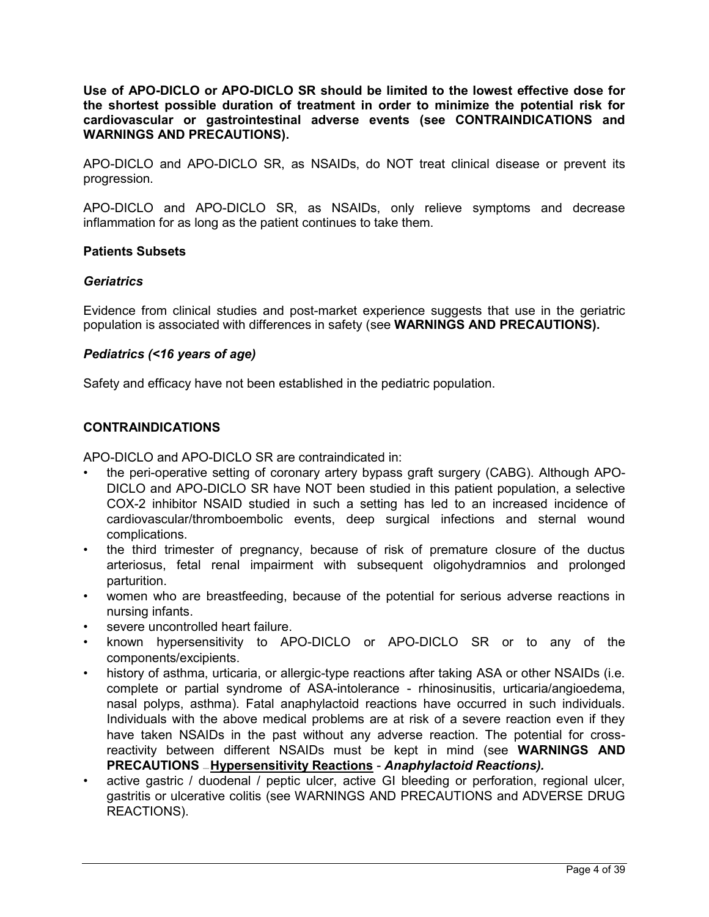**Use of APO-DICLO or APO-DICLO SR should be limited to the lowest effective dose for the shortest possible duration of treatment in order to minimize the potential risk for cardiovascular or gastrointestinal adverse events (see CONTRAINDICATIONS and WARNINGS AND PRECAUTIONS).**

APO-DICLO and APO-DICLO SR, as NSAIDs, do NOT treat clinical disease or prevent its progression.

APO-DICLO and APO-DICLO SR, as NSAIDs, only relieve symptoms and decrease inflammation for as long as the patient continues to take them.

**Patients Subsets**

***Geriatrics***

Evidence from clinical studies and post-market experience suggests that use in the geriatric population is associated with differences in safety (see **WARNINGS AND PRECAUTIONS).**

***Pediatrics (<16 years of age)***

Safety and efficacy have not been established in the pediatric population.

## CONTRAINDICATIONS

APO-DICLO and APO-DICLO SR are contraindicated in:

- the peri-operative setting of coronary artery bypass graft surgery (CABG). Although APO-DICLO and APO-DICLO SR have NOT been studied in this patient population, a selective COX-2 inhibitor NSAID studied in such a setting has led to an increased incidence of cardiovascular/thromboembolic events, deep surgical infections and sternal wound complications.
- the third trimester of pregnancy, because of risk of premature closure of the ductus arteriosus, fetal renal impairment with subsequent oligohydramnios and prolonged parturition.
- women who are breastfeeding, because of the potential for serious adverse reactions in nursing infants.
- severe uncontrolled heart failure.
- known hypersensitivity to APO-DICLO or APO-DICLO SR or to any of the components/excipients.
- history of asthma, urticaria, or allergic-type reactions after taking ASA or other NSAIDs (i.e. complete or partial syndrome of ASA-intolerance - rhinosinusitis, urticaria/angioedema, nasal polyps, asthma). Fatal anaphylactoid reactions have occurred in such individuals. Individuals with the above medical problems are at risk of a severe reaction even if they have taken NSAIDs in the past without any adverse reaction. The potential for cross-reactivity between different NSAIDs must be kept in mind (see **WARNINGS AND PRECAUTIONS** – **Hypersensitivity Reactions** - ***Anaphylactoid Reactions).***
- active gastric / duodenal / peptic ulcer, active GI bleeding or perforation, regional ulcer, gastritis or ulcerative colitis (see WARNINGS AND PRECAUTIONS and ADVERSE DRUG REACTIONS).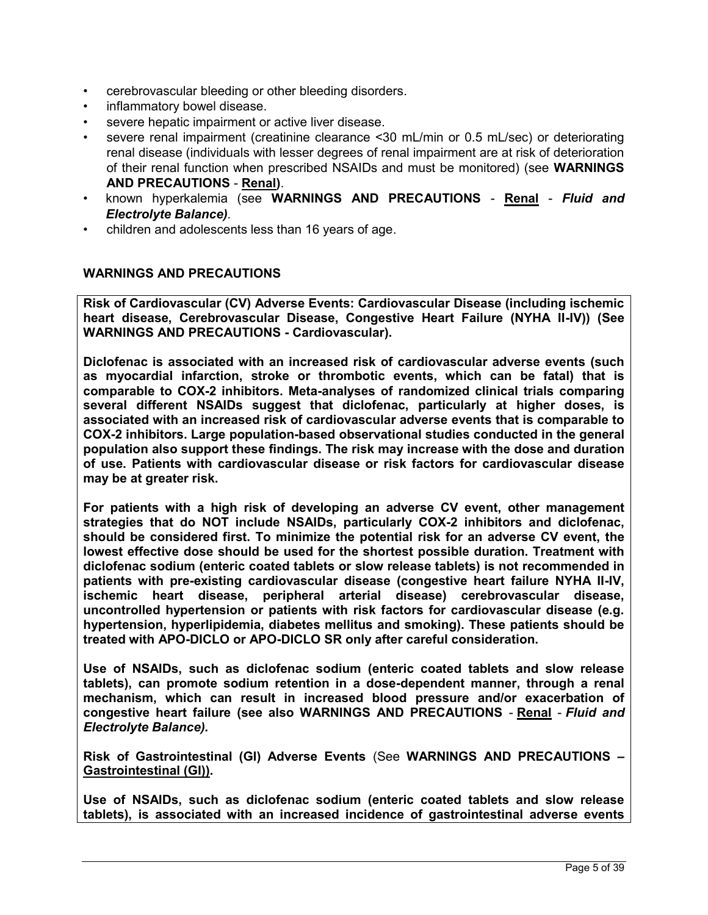- cerebrovascular bleeding or other bleeding disorders.
- inflammatory bowel disease.
- severe hepatic impairment or active liver disease.
- severe renal impairment (creatinine clearance <30 mL/min or 0.5 mL/sec) or deteriorating renal disease (individuals with lesser degrees of renal impairment are at risk of deterioration of their renal function when prescribed NSAIDs and must be monitored) (see **WARNINGS AND PRECAUTIONS** - **Renal**).
- known hyperkalemia (see **WARNINGS AND PRECAUTIONS** - **Renal** - ***Fluid and Electrolyte Balance)***.
- children and adolescents less than 16 years of age.

## WARNINGS AND PRECAUTIONS

**Risk of Cardiovascular (CV) Adverse Events: Cardiovascular Disease (including ischemic heart disease, Cerebrovascular Disease, Congestive Heart Failure (NYHA II-IV)) (See WARNINGS AND PRECAUTIONS - Cardiovascular).**

**Diclofenac is associated with an increased risk of cardiovascular adverse events (such as myocardial infarction, stroke or thrombotic events, which can be fatal) that is comparable to COX-2 inhibitors. Meta-analyses of randomized clinical trials comparing several different NSAIDs suggest that diclofenac, particularly at higher doses, is associated with an increased risk of cardiovascular adverse events that is comparable to COX-2 inhibitors. Large population-based observational studies conducted in the general population also support these findings. The risk may increase with the dose and duration of use. Patients with cardiovascular disease or risk factors for cardiovascular disease may be at greater risk.**

**For patients with a high risk of developing an adverse CV event, other management strategies that do NOT include NSAIDs, particularly COX-2 inhibitors and diclofenac, should be considered first. To minimize the potential risk for an adverse CV event, the lowest effective dose should be used for the shortest possible duration. Treatment with diclofenac sodium (enteric coated tablets or slow release tablets) is not recommended in patients with pre-existing cardiovascular disease (congestive heart failure NYHA II-IV, ischemic heart disease, peripheral arterial disease) cerebrovascular disease, uncontrolled hypertension or patients with risk factors for cardiovascular disease (e.g. hypertension, hyperlipidemia, diabetes mellitus and smoking). These patients should be treated with APO-DICLO or APO-DICLO SR only after careful consideration.**

**Use of NSAIDs, such as diclofenac sodium (enteric coated tablets and slow release tablets), can promote sodium retention in a dose-dependent manner, through a renal mechanism, which can result in increased blood pressure and/or exacerbation of congestive heart failure (see also WARNINGS AND PRECAUTIONS - Renal - *Fluid and Electrolyte Balance).***

**Risk of Gastrointestinal (GI) Adverse Events** (See **WARNINGS AND PRECAUTIONS – Gastrointestinal (GI)).**

**Use of NSAIDs, such as diclofenac sodium (enteric coated tablets and slow release tablets), is associated with an increased incidence of gastrointestinal adverse events**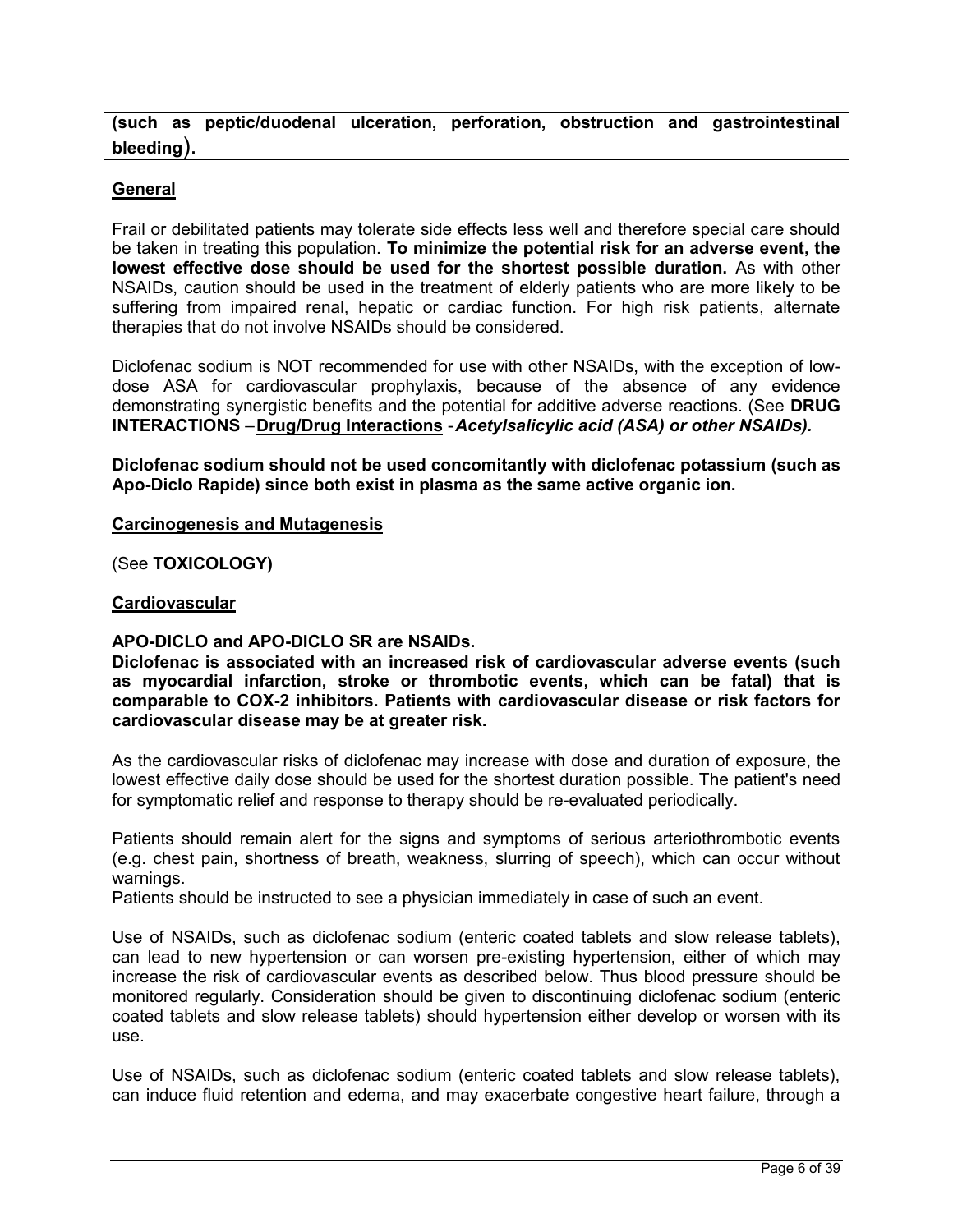**(such as peptic/duodenal ulceration, perforation, obstruction and gastrointestinal bleeding).**

### General

Frail or debilitated patients may tolerate side effects less well and therefore special care should be taken in treating this population. **To minimize the potential risk for an adverse event, the lowest effective dose should be used for the shortest possible duration.** As with other NSAIDs, caution should be used in the treatment of elderly patients who are more likely to be suffering from impaired renal, hepatic or cardiac function. For high risk patients, alternate therapies that do not involve NSAIDs should be considered.

Diclofenac sodium is NOT recommended for use with other NSAIDs, with the exception of low-dose ASA for cardiovascular prophylaxis, because of the absence of any evidence demonstrating synergistic benefits and the potential for additive adverse reactions. (See **DRUG INTERACTIONS** – **Drug/Drug Interactions** - ***Acetylsalicylic acid (ASA) or other NSAIDs).***

**Diclofenac sodium should not be used concomitantly with diclofenac potassium (such as Apo-Diclo Rapide) since both exist in plasma as the same active organic ion.**

### Carcinogenesis and Mutagenesis

(See **TOXICOLOGY)**

### Cardiovascular

**APO-DICLO and APO-DICLO SR are NSAIDs.**
**Diclofenac is associated with an increased risk of cardiovascular adverse events (such as myocardial infarction, stroke or thrombotic events, which can be fatal) that is comparable to COX-2 inhibitors. Patients with cardiovascular disease or risk factors for cardiovascular disease may be at greater risk.**

As the cardiovascular risks of diclofenac may increase with dose and duration of exposure, the lowest effective daily dose should be used for the shortest duration possible. The patient's need for symptomatic relief and response to therapy should be re-evaluated periodically.

Patients should remain alert for the signs and symptoms of serious arteriothrombotic events (e.g. chest pain, shortness of breath, weakness, slurring of speech), which can occur without warnings.
Patients should be instructed to see a physician immediately in case of such an event.

Use of NSAIDs, such as diclofenac sodium (enteric coated tablets and slow release tablets), can lead to new hypertension or can worsen pre-existing hypertension, either of which may increase the risk of cardiovascular events as described below. Thus blood pressure should be monitored regularly. Consideration should be given to discontinuing diclofenac sodium (enteric coated tablets and slow release tablets) should hypertension either develop or worsen with its use.

Use of NSAIDs, such as diclofenac sodium (enteric coated tablets and slow release tablets), can induce fluid retention and edema, and may exacerbate congestive heart failure, through a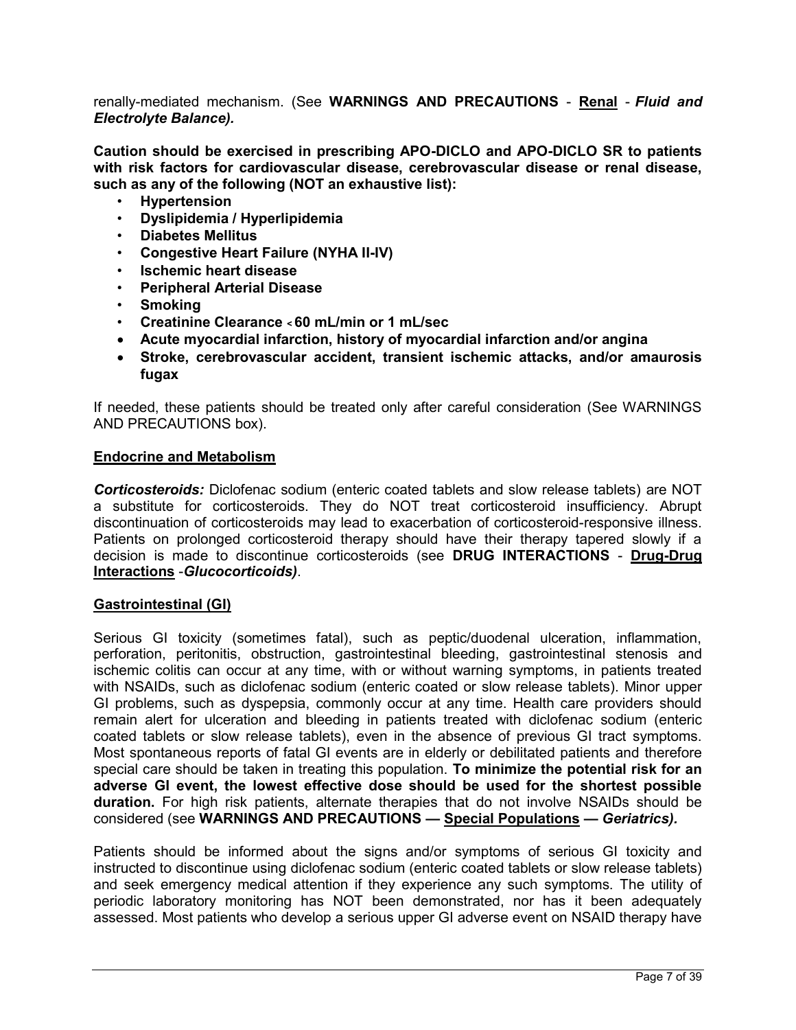renally-mediated mechanism. (See **WARNINGS AND PRECAUTIONS** - **Renal** - ***Fluid and Electrolyte Balance).***

**Caution should be exercised in prescribing APO-DICLO and APO-DICLO SR to patients with risk factors for cardiovascular disease, cerebrovascular disease or renal disease, such as any of the following (NOT an exhaustive list):**

- **Hypertension**
- **Dyslipidemia / Hyperlipidemia**
- **Diabetes Mellitus**
- **Congestive Heart Failure (NYHA II-IV)**
- **Ischemic heart disease**
- **Peripheral Arterial Disease**
- **Smoking**
- **Creatinine Clearance < 60 mL/min or 1 mL/sec**
- **Acute myocardial infarction, history of myocardial infarction and/or angina**
- **Stroke, cerebrovascular accident, transient ischemic attacks, and/or amaurosis fugax**

If needed, these patients should be treated only after careful consideration (See WARNINGS AND PRECAUTIONS box).

**Endocrine and Metabolism**

***Corticosteroids:*** Diclofenac sodium (enteric coated tablets and slow release tablets) are NOT a substitute for corticosteroids. They do NOT treat corticosteroid insufficiency. Abrupt discontinuation of corticosteroids may lead to exacerbation of corticosteroid-responsive illness. Patients on prolonged corticosteroid therapy should have their therapy tapered slowly if a decision is made to discontinue corticosteroids (see **DRUG INTERACTIONS** - **Drug-Drug Interactions** -***Glucocorticoids)***.

**Gastrointestinal (GI)**

Serious GI toxicity (sometimes fatal), such as peptic/duodenal ulceration, inflammation, perforation, peritonitis, obstruction, gastrointestinal bleeding, gastrointestinal stenosis and ischemic colitis can occur at any time, with or without warning symptoms, in patients treated with NSAIDs, such as diclofenac sodium (enteric coated or slow release tablets). Minor upper GI problems, such as dyspepsia, commonly occur at any time. Health care providers should remain alert for ulceration and bleeding in patients treated with diclofenac sodium (enteric coated tablets or slow release tablets), even in the absence of previous GI tract symptoms. Most spontaneous reports of fatal GI events are in elderly or debilitated patients and therefore special care should be taken in treating this population. **To minimize the potential risk for an adverse GI event, the lowest effective dose should be used for the shortest possible duration.** For high risk patients, alternate therapies that do not involve NSAIDs should be considered (see **WARNINGS AND PRECAUTIONS — Special Populations —** ***Geriatrics).***

Patients should be informed about the signs and/or symptoms of serious GI toxicity and instructed to discontinue using diclofenac sodium (enteric coated tablets or slow release tablets) and seek emergency medical attention if they experience any such symptoms. The utility of periodic laboratory monitoring has NOT been demonstrated, nor has it been adequately assessed. Most patients who develop a serious upper GI adverse event on NSAID therapy have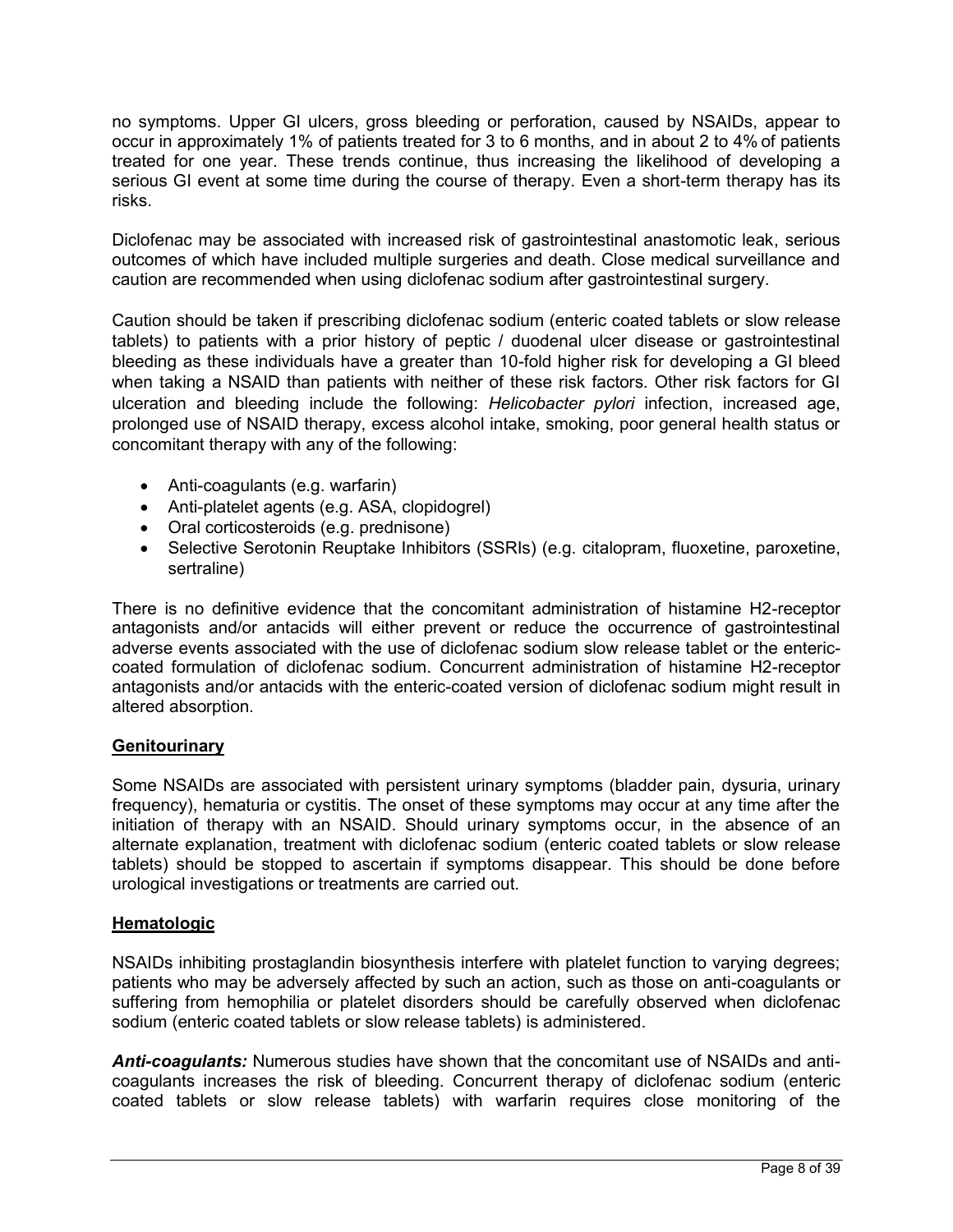no symptoms. Upper GI ulcers, gross bleeding or perforation, caused by NSAIDs, appear to occur in approximately 1% of patients treated for 3 to 6 months, and in about 2 to 4% of patients treated for one year. These trends continue, thus increasing the likelihood of developing a serious GI event at some time during the course of therapy. Even a short-term therapy has its risks.

Diclofenac may be associated with increased risk of gastrointestinal anastomotic leak, serious outcomes of which have included multiple surgeries and death. Close medical surveillance and caution are recommended when using diclofenac sodium after gastrointestinal surgery.

Caution should be taken if prescribing diclofenac sodium (enteric coated tablets or slow release tablets) to patients with a prior history of peptic / duodenal ulcer disease or gastrointestinal bleeding as these individuals have a greater than 10-fold higher risk for developing a GI bleed when taking a NSAID than patients with neither of these risk factors. Other risk factors for GI ulceration and bleeding include the following: *Helicobacter pylori* infection, increased age, prolonged use of NSAID therapy, excess alcohol intake, smoking, poor general health status or concomitant therapy with any of the following:

- Anti-coagulants (e.g. warfarin)
- Anti-platelet agents (e.g. ASA, clopidogrel)
- Oral corticosteroids (e.g. prednisone)
- Selective Serotonin Reuptake Inhibitors (SSRIs) (e.g. citalopram, fluoxetine, paroxetine, sertraline)

There is no definitive evidence that the concomitant administration of histamine H2-receptor antagonists and/or antacids will either prevent or reduce the occurrence of gastrointestinal adverse events associated with the use of diclofenac sodium slow release tablet or the enteric-coated formulation of diclofenac sodium. Concurrent administration of histamine H2-receptor antagonists and/or antacids with the enteric-coated version of diclofenac sodium might result in altered absorption.

**Genitourinary**

Some NSAIDs are associated with persistent urinary symptoms (bladder pain, dysuria, urinary frequency), hematuria or cystitis. The onset of these symptoms may occur at any time after the initiation of therapy with an NSAID. Should urinary symptoms occur, in the absence of an alternate explanation, treatment with diclofenac sodium (enteric coated tablets or slow release tablets) should be stopped to ascertain if symptoms disappear. This should be done before urological investigations or treatments are carried out.

**Hematologic**

NSAIDs inhibiting prostaglandin biosynthesis interfere with platelet function to varying degrees; patients who may be adversely affected by such an action, such as those on anti-coagulants or suffering from hemophilia or platelet disorders should be carefully observed when diclofenac sodium (enteric coated tablets or slow release tablets) is administered.

***Anti-coagulants:*** Numerous studies have shown that the concomitant use of NSAIDs and anti-coagulants increases the risk of bleeding. Concurrent therapy of diclofenac sodium (enteric coated tablets or slow release tablets) with warfarin requires close monitoring of the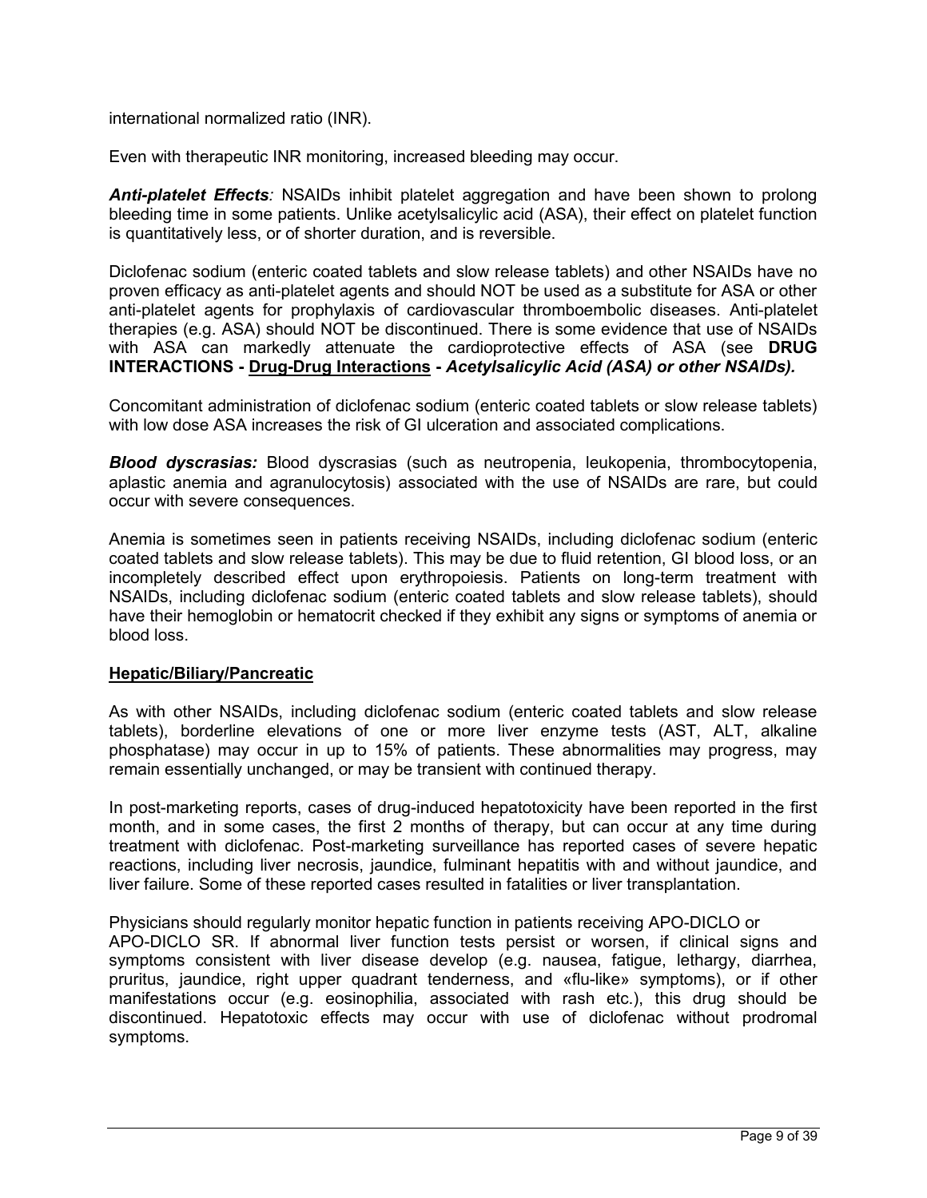international normalized ratio (INR).

Even with therapeutic INR monitoring, increased bleeding may occur.

***Anti-platelet Effects**:* NSAIDs inhibit platelet aggregation and have been shown to prolong bleeding time in some patients. Unlike acetylsalicylic acid (ASA), their effect on platelet function is quantitatively less, or of shorter duration, and is reversible.

Diclofenac sodium (enteric coated tablets and slow release tablets) and other NSAIDs have no proven efficacy as anti-platelet agents and should NOT be used as a substitute for ASA or other anti-platelet agents for prophylaxis of cardiovascular thromboembolic diseases. Anti-platelet therapies (e.g. ASA) should NOT be discontinued. There is some evidence that use of NSAIDs with ASA can markedly attenuate the cardioprotective effects of ASA (see **DRUG INTERACTIONS - <u>Drug-Drug Interactions</u> -** ***Acetylsalicylic Acid (ASA) or other NSAIDs).***

Concomitant administration of diclofenac sodium (enteric coated tablets or slow release tablets) with low dose ASA increases the risk of GI ulceration and associated complications.

***Blood dyscrasias:*** Blood dyscrasias (such as neutropenia, leukopenia, thrombocytopenia, aplastic anemia and agranulocytosis) associated with the use of NSAIDs are rare, but could occur with severe consequences.

Anemia is sometimes seen in patients receiving NSAIDs, including diclofenac sodium (enteric coated tablets and slow release tablets). This may be due to fluid retention, GI blood loss, or an incompletely described effect upon erythropoiesis. Patients on long-term treatment with NSAIDs, including diclofenac sodium (enteric coated tablets and slow release tablets), should have their hemoglobin or hematocrit checked if they exhibit any signs or symptoms of anemia or blood loss.

**<u>Hepatic/Biliary/Pancreatic</u>**

As with other NSAIDs, including diclofenac sodium (enteric coated tablets and slow release tablets), borderline elevations of one or more liver enzyme tests (AST, ALT, alkaline phosphatase) may occur in up to 15% of patients. These abnormalities may progress, may remain essentially unchanged, or may be transient with continued therapy.

In post-marketing reports, cases of drug-induced hepatotoxicity have been reported in the first month, and in some cases, the first 2 months of therapy, but can occur at any time during treatment with diclofenac. Post-marketing surveillance has reported cases of severe hepatic reactions, including liver necrosis, jaundice, fulminant hepatitis with and without jaundice, and liver failure. Some of these reported cases resulted in fatalities or liver transplantation.

Physicians should regularly monitor hepatic function in patients receiving APO-DICLO or APO-DICLO SR. If abnormal liver function tests persist or worsen, if clinical signs and symptoms consistent with liver disease develop (e.g. nausea, fatigue, lethargy, diarrhea, pruritus, jaundice, right upper quadrant tenderness, and «flu-like» symptoms), or if other manifestations occur (e.g. eosinophilia, associated with rash etc.), this drug should be discontinued. Hepatotoxic effects may occur with use of diclofenac without prodromal symptoms.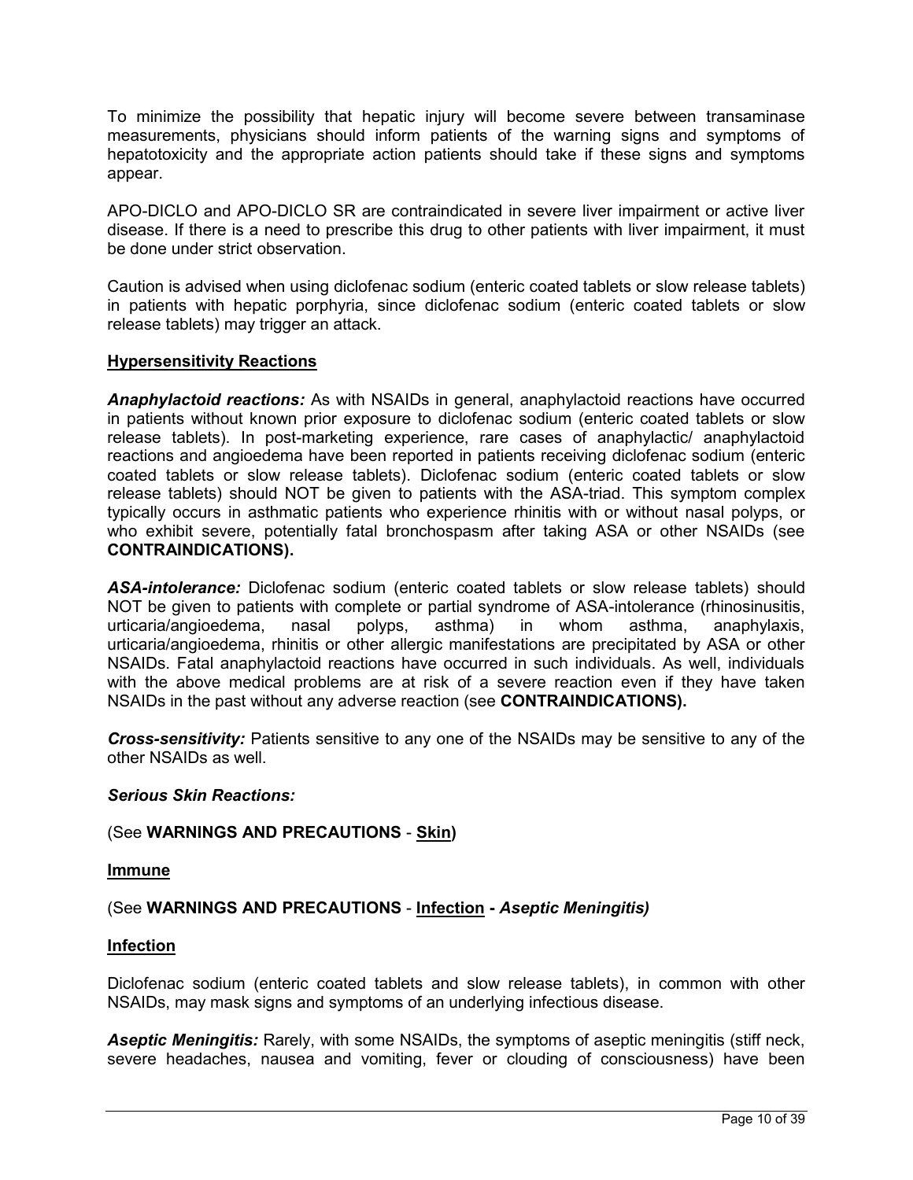To minimize the possibility that hepatic injury will become severe between transaminase measurements, physicians should inform patients of the warning signs and symptoms of hepatotoxicity and the appropriate action patients should take if these signs and symptoms appear.

APO-DICLO and APO-DICLO SR are contraindicated in severe liver impairment or active liver disease. If there is a need to prescribe this drug to other patients with liver impairment, it must be done under strict observation.

Caution is advised when using diclofenac sodium (enteric coated tablets or slow release tablets) in patients with hepatic porphyria, since diclofenac sodium (enteric coated tablets or slow release tablets) may trigger an attack.

**Hypersensitivity Reactions**

***Anaphylactoid reactions:*** As with NSAIDs in general, anaphylactoid reactions have occurred in patients without known prior exposure to diclofenac sodium (enteric coated tablets or slow release tablets). In post-marketing experience, rare cases of anaphylactic/ anaphylactoid reactions and angioedema have been reported in patients receiving diclofenac sodium (enteric coated tablets or slow release tablets). Diclofenac sodium (enteric coated tablets or slow release tablets) should NOT be given to patients with the ASA-triad. This symptom complex typically occurs in asthmatic patients who experience rhinitis with or without nasal polyps, or who exhibit severe, potentially fatal bronchospasm after taking ASA or other NSAIDs (see **CONTRAINDICATIONS).**

***ASA-intolerance:*** Diclofenac sodium (enteric coated tablets or slow release tablets) should NOT be given to patients with complete or partial syndrome of ASA-intolerance (rhinosinusitis, urticaria/angioedema, nasal polyps, asthma) in whom asthma, anaphylaxis, urticaria/angioedema, rhinitis or other allergic manifestations are precipitated by ASA or other NSAIDs. Fatal anaphylactoid reactions have occurred in such individuals. As well, individuals with the above medical problems are at risk of a severe reaction even if they have taken NSAIDs in the past without any adverse reaction (see **CONTRAINDICATIONS).**

***Cross-sensitivity:*** Patients sensitive to any one of the NSAIDs may be sensitive to any of the other NSAIDs as well.

***Serious Skin Reactions:***

(See **WARNINGS AND PRECAUTIONS** - **Skin)**

**Immune**

(See **WARNINGS AND PRECAUTIONS** - **Infection -** ***Aseptic Meningitis)***

**Infection**

Diclofenac sodium (enteric coated tablets and slow release tablets), in common with other NSAIDs, may mask signs and symptoms of an underlying infectious disease.

***Aseptic Meningitis:*** Rarely, with some NSAIDs, the symptoms of aseptic meningitis (stiff neck, severe headaches, nausea and vomiting, fever or clouding of consciousness) have been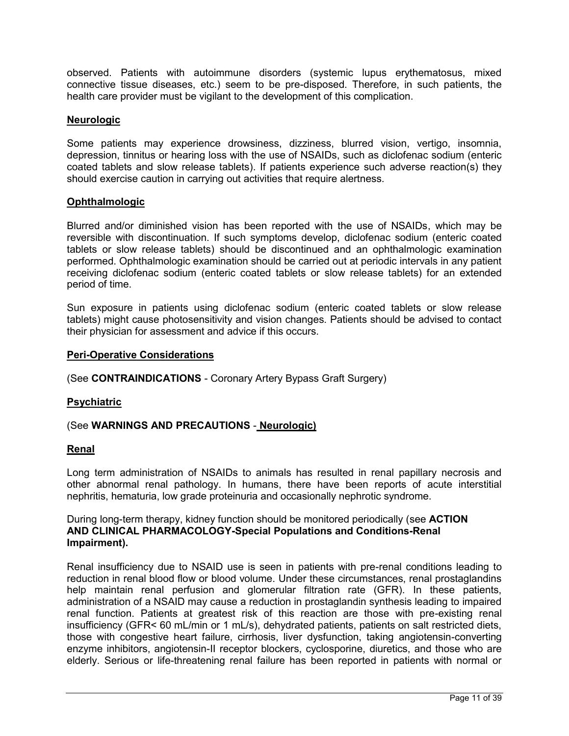observed. Patients with autoimmune disorders (systemic lupus erythematosus, mixed connective tissue diseases, etc.) seem to be pre-disposed. Therefore, in such patients, the health care provider must be vigilant to the development of this complication.

## Neurologic

Some patients may experience drowsiness, dizziness, blurred vision, vertigo, insomnia, depression, tinnitus or hearing loss with the use of NSAIDs, such as diclofenac sodium (enteric coated tablets and slow release tablets). If patients experience such adverse reaction(s) they should exercise caution in carrying out activities that require alertness.

## Ophthalmologic

Blurred and/or diminished vision has been reported with the use of NSAIDs, which may be reversible with discontinuation. If such symptoms develop, diclofenac sodium (enteric coated tablets or slow release tablets) should be discontinued and an ophthalmologic examination performed. Ophthalmologic examination should be carried out at periodic intervals in any patient receiving diclofenac sodium (enteric coated tablets or slow release tablets) for an extended period of time.

Sun exposure in patients using diclofenac sodium (enteric coated tablets or slow release tablets) might cause photosensitivity and vision changes. Patients should be advised to contact their physician for assessment and advice if this occurs.

## Peri-Operative Considerations

(See **CONTRAINDICATIONS** - Coronary Artery Bypass Graft Surgery)

## Psychiatric

(See **WARNINGS AND PRECAUTIONS** - **Neurologic)**

## Renal

Long term administration of NSAIDs to animals has resulted in renal papillary necrosis and other abnormal renal pathology. In humans, there have been reports of acute interstitial nephritis, hematuria, low grade proteinuria and occasionally nephrotic syndrome.

During long-term therapy, kidney function should be monitored periodically (see **ACTION AND CLINICAL PHARMACOLOGY-Special Populations and Conditions-Renal Impairment).**

Renal insufficiency due to NSAID use is seen in patients with pre-renal conditions leading to reduction in renal blood flow or blood volume. Under these circumstances, renal prostaglandins help maintain renal perfusion and glomerular filtration rate (GFR). In these patients, administration of a NSAID may cause a reduction in prostaglandin synthesis leading to impaired renal function. Patients at greatest risk of this reaction are those with pre-existing renal insufficiency (GFR< 60 mL/min or 1 mL/s), dehydrated patients, patients on salt restricted diets, those with congestive heart failure, cirrhosis, liver dysfunction, taking angiotensin-converting enzyme inhibitors, angiotensin-II receptor blockers, cyclosporine, diuretics, and those who are elderly. Serious or life-threatening renal failure has been reported in patients with normal or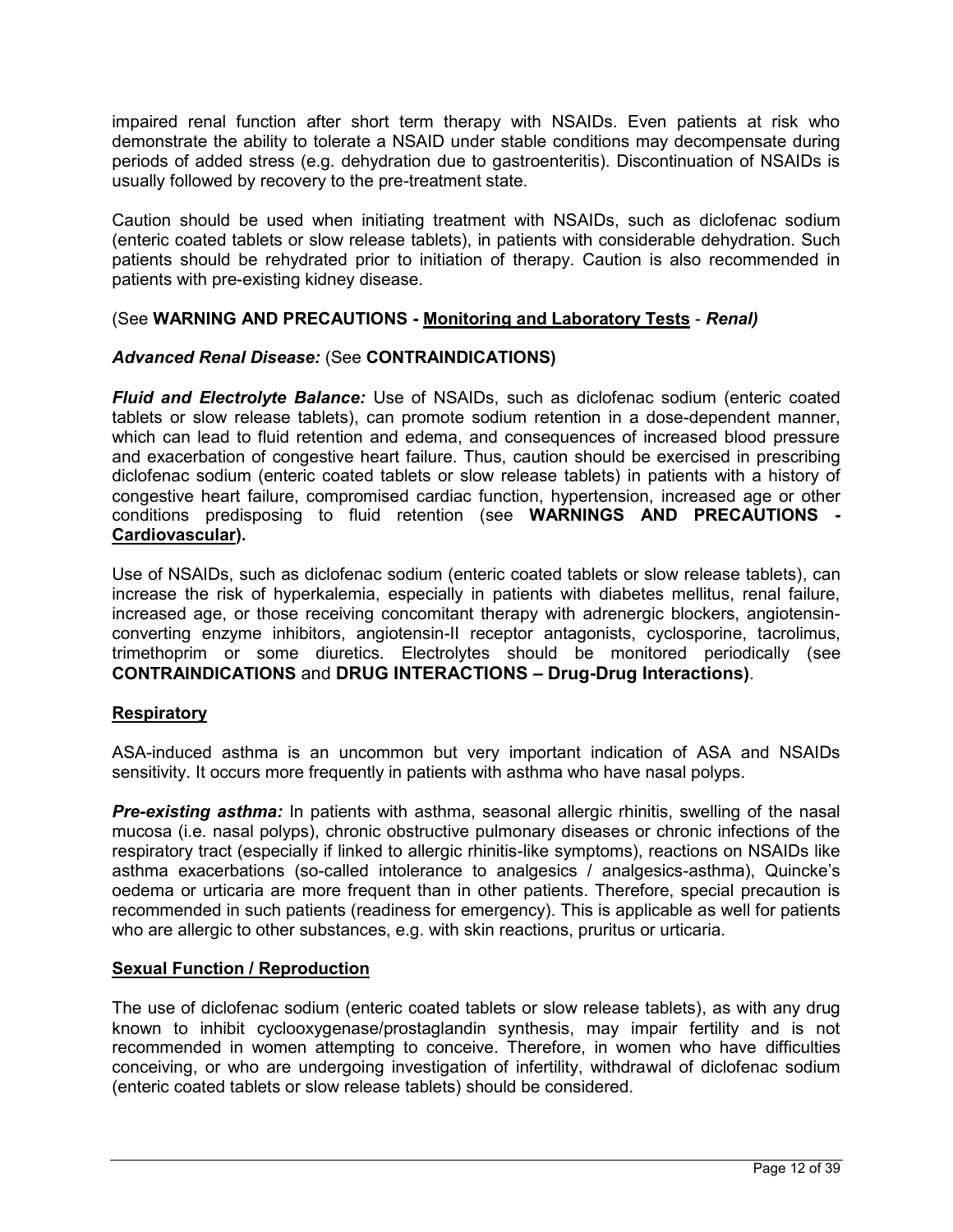impaired renal function after short term therapy with NSAIDs. Even patients at risk who demonstrate the ability to tolerate a NSAID under stable conditions may decompensate during periods of added stress (e.g. dehydration due to gastroenteritis). Discontinuation of NSAIDs is usually followed by recovery to the pre-treatment state.

Caution should be used when initiating treatment with NSAIDs, such as diclofenac sodium (enteric coated tablets or slow release tablets), in patients with considerable dehydration. Such patients should be rehydrated prior to initiation of therapy. Caution is also recommended in patients with pre-existing kidney disease.

(See **WARNING AND PRECAUTIONS - <u>Monitoring and Laboratory Tests</u>** - ***Renal)***

***Advanced Renal Disease:*** (See **CONTRAINDICATIONS)**

***Fluid and Electrolyte Balance:*** Use of NSAIDs, such as diclofenac sodium (enteric coated tablets or slow release tablets), can promote sodium retention in a dose-dependent manner, which can lead to fluid retention and edema, and consequences of increased blood pressure and exacerbation of congestive heart failure. Thus, caution should be exercised in prescribing diclofenac sodium (enteric coated tablets or slow release tablets) in patients with a history of congestive heart failure, compromised cardiac function, hypertension, increased age or other conditions predisposing to fluid retention (see **WARNINGS AND PRECAUTIONS - <u>Cardiovascular</u>).**

Use of NSAIDs, such as diclofenac sodium (enteric coated tablets or slow release tablets), can increase the risk of hyperkalemia, especially in patients with diabetes mellitus, renal failure, increased age, or those receiving concomitant therapy with adrenergic blockers, angiotensin-converting enzyme inhibitors, angiotensin-II receptor antagonists, cyclosporine, tacrolimus, trimethoprim or some diuretics. Electrolytes should be monitored periodically (see **CONTRAINDICATIONS** and **DRUG INTERACTIONS – Drug-Drug Interactions)**.

**<u>Respiratory</u>**

ASA-induced asthma is an uncommon but very important indication of ASA and NSAIDs sensitivity. It occurs more frequently in patients with asthma who have nasal polyps.

***Pre-existing asthma:*** In patients with asthma, seasonal allergic rhinitis, swelling of the nasal mucosa (i.e. nasal polyps), chronic obstructive pulmonary diseases or chronic infections of the respiratory tract (especially if linked to allergic rhinitis-like symptoms), reactions on NSAIDs like asthma exacerbations (so-called intolerance to analgesics / analgesics-asthma), Quincke's oedema or urticaria are more frequent than in other patients. Therefore, special precaution is recommended in such patients (readiness for emergency). This is applicable as well for patients who are allergic to other substances, e.g. with skin reactions, pruritus or urticaria.

**<u>Sexual Function / Reproduction</u>**

The use of diclofenac sodium (enteric coated tablets or slow release tablets), as with any drug known to inhibit cyclooxygenase/prostaglandin synthesis, may impair fertility and is not recommended in women attempting to conceive. Therefore, in women who have difficulties conceiving, or who are undergoing investigation of infertility, withdrawal of diclofenac sodium (enteric coated tablets or slow release tablets) should be considered.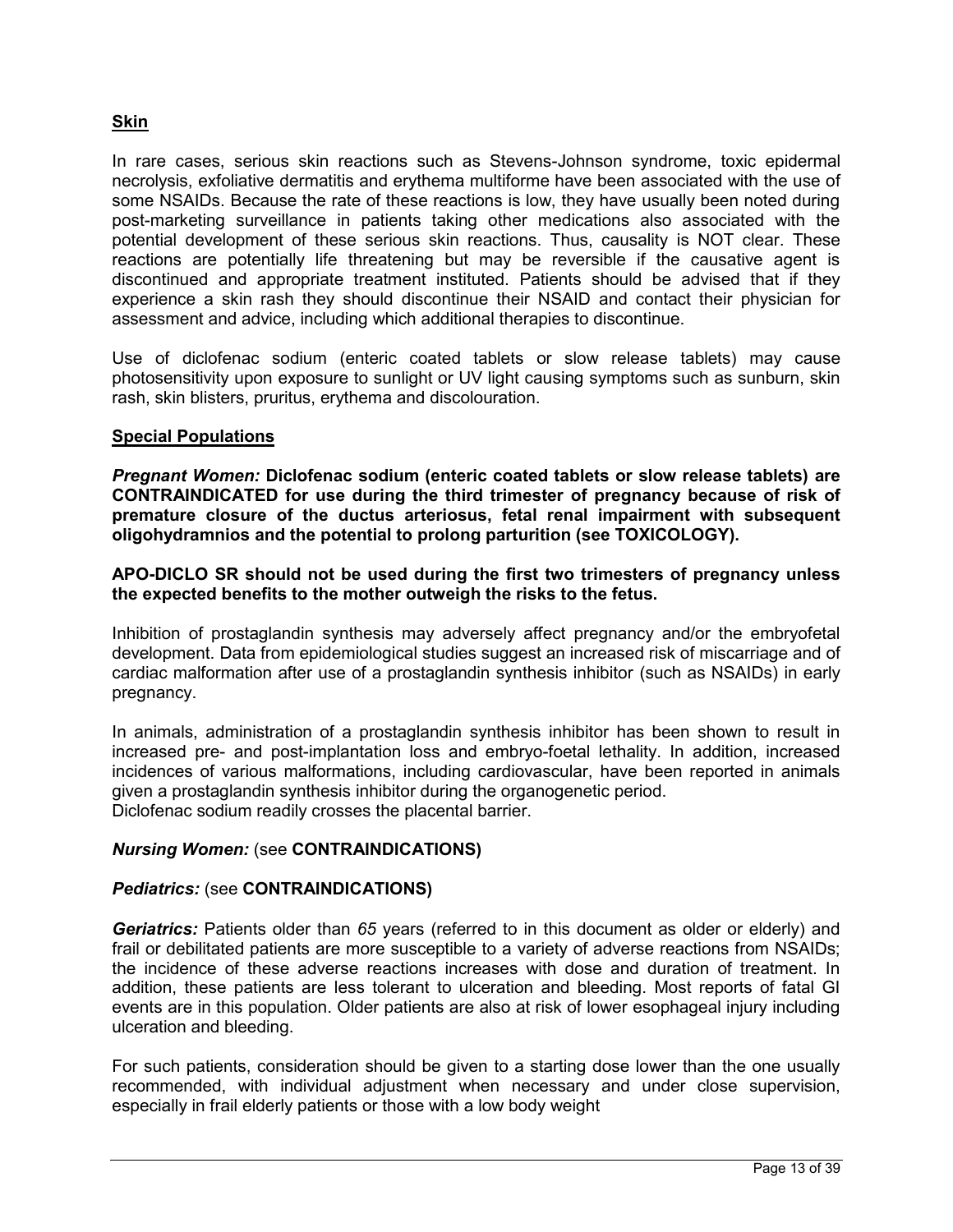## Skin

In rare cases, serious skin reactions such as Stevens-Johnson syndrome, toxic epidermal necrolysis, exfoliative dermatitis and erythema multiforme have been associated with the use of some NSAIDs. Because the rate of these reactions is low, they have usually been noted during post-marketing surveillance in patients taking other medications also associated with the potential development of these serious skin reactions. Thus, causality is NOT clear. These reactions are potentially life threatening but may be reversible if the causative agent is discontinued and appropriate treatment instituted. Patients should be advised that if they experience a skin rash they should discontinue their NSAID and contact their physician for assessment and advice, including which additional therapies to discontinue.

Use of diclofenac sodium (enteric coated tablets or slow release tablets) may cause photosensitivity upon exposure to sunlight or UV light causing symptoms such as sunburn, skin rash, skin blisters, pruritus, erythema and discolouration.

## Special Populations

***Pregnant Women:*** **Diclofenac sodium (enteric coated tablets or slow release tablets) are CONTRAINDICATED for use during the third trimester of pregnancy because of risk of premature closure of the ductus arteriosus, fetal renal impairment with subsequent oligohydramnios and the potential to prolong parturition (see TOXICOLOGY).**

**APO-DICLO SR should not be used during the first two trimesters of pregnancy unless the expected benefits to the mother outweigh the risks to the fetus.**

Inhibition of prostaglandin synthesis may adversely affect pregnancy and/or the embryofetal development. Data from epidemiological studies suggest an increased risk of miscarriage and of cardiac malformation after use of a prostaglandin synthesis inhibitor (such as NSAIDs) in early pregnancy.

In animals, administration of a prostaglandin synthesis inhibitor has been shown to result in increased pre- and post-implantation loss and embryo-foetal lethality. In addition, increased incidences of various malformations, including cardiovascular, have been reported in animals given a prostaglandin synthesis inhibitor during the organogenetic period.
Diclofenac sodium readily crosses the placental barrier.

***Nursing Women:*** (see **CONTRAINDICATIONS)**

***Pediatrics:*** (see **CONTRAINDICATIONS)**

***Geriatrics:*** Patients older than *65* years (referred to in this document as older or elderly) and frail or debilitated patients are more susceptible to a variety of adverse reactions from NSAIDs; the incidence of these adverse reactions increases with dose and duration of treatment. In addition, these patients are less tolerant to ulceration and bleeding. Most reports of fatal GI events are in this population. Older patients are also at risk of lower esophageal injury including ulceration and bleeding.

For such patients, consideration should be given to a starting dose lower than the one usually recommended, with individual adjustment when necessary and under close supervision, especially in frail elderly patients or those with a low body weight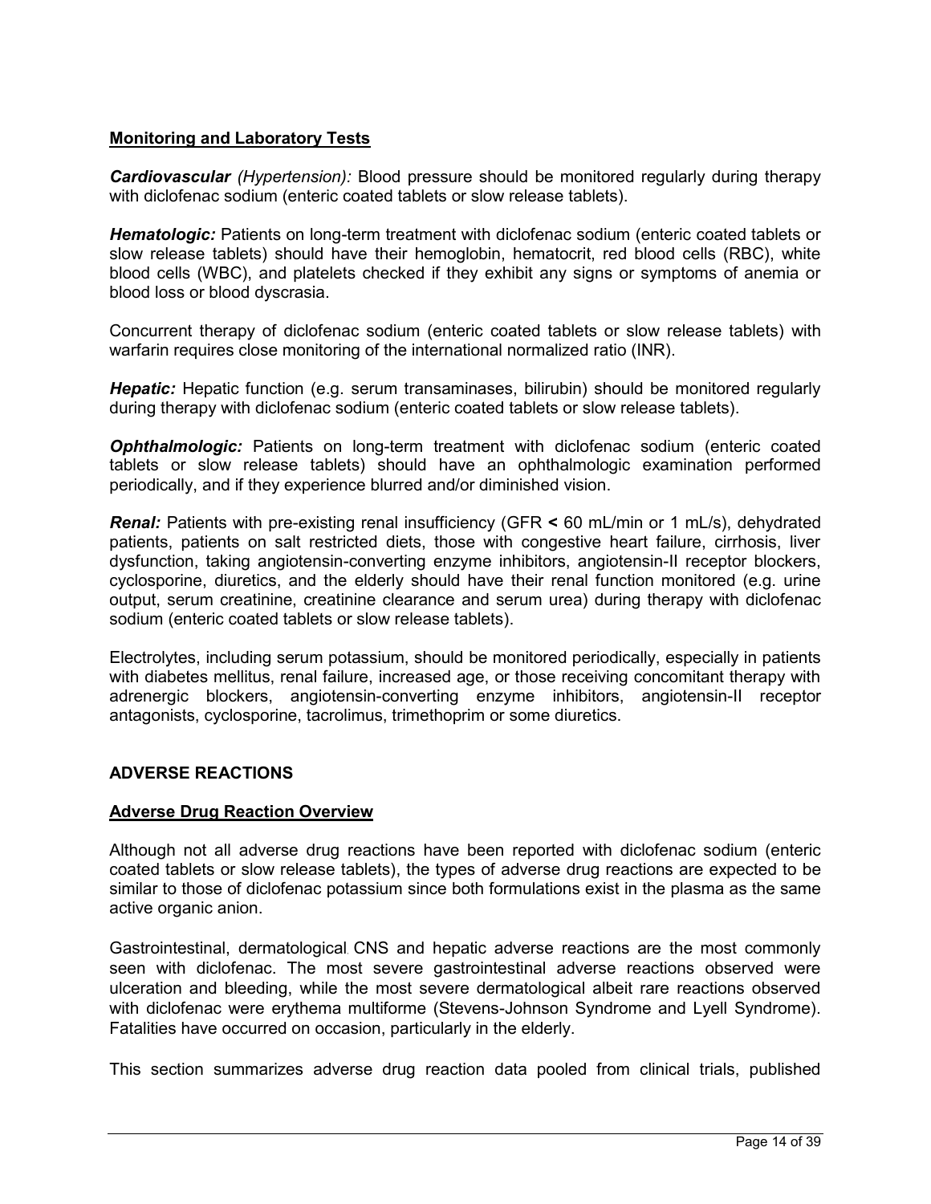**Monitoring and Laboratory Tests**

***Cardiovascular*** *(Hypertension):* Blood pressure should be monitored regularly during therapy with diclofenac sodium (enteric coated tablets or slow release tablets).

***Hematologic:*** Patients on long-term treatment with diclofenac sodium (enteric coated tablets or slow release tablets) should have their hemoglobin, hematocrit, red blood cells (RBC), white blood cells (WBC), and platelets checked if they exhibit any signs or symptoms of anemia or blood loss or blood dyscrasia.

Concurrent therapy of diclofenac sodium (enteric coated tablets or slow release tablets) with warfarin requires close monitoring of the international normalized ratio (INR).

***Hepatic:*** Hepatic function (e.g. serum transaminases, bilirubin) should be monitored regularly during therapy with diclofenac sodium (enteric coated tablets or slow release tablets).

***Ophthalmologic:*** Patients on long-term treatment with diclofenac sodium (enteric coated tablets or slow release tablets) should have an ophthalmologic examination performed periodically, and if they experience blurred and/or diminished vision.

***Renal:*** Patients with pre-existing renal insufficiency (GFR < 60 mL/min or 1 mL/s), dehydrated patients, patients on salt restricted diets, those with congestive heart failure, cirrhosis, liver dysfunction, taking angiotensin-converting enzyme inhibitors, angiotensin-II receptor blockers, cyclosporine, diuretics, and the elderly should have their renal function monitored (e.g. urine output, serum creatinine, creatinine clearance and serum urea) during therapy with diclofenac sodium (enteric coated tablets or slow release tablets).

Electrolytes, including serum potassium, should be monitored periodically, especially in patients with diabetes mellitus, renal failure, increased age, or those receiving concomitant therapy with adrenergic blockers, angiotensin-converting enzyme inhibitors, angiotensin-II receptor antagonists, cyclosporine, tacrolimus, trimethoprim or some diuretics.

## ADVERSE REACTIONS

**Adverse Drug Reaction Overview**

Although not all adverse drug reactions have been reported with diclofenac sodium (enteric coated tablets or slow release tablets), the types of adverse drug reactions are expected to be similar to those of diclofenac potassium since both formulations exist in the plasma as the same active organic anion.

Gastrointestinal, dermatological, CNS and hepatic adverse reactions are the most commonly seen with diclofenac. The most severe gastrointestinal adverse reactions observed were ulceration and bleeding, while the most severe dermatological albeit rare reactions observed with diclofenac were erythema multiforme (Stevens-Johnson Syndrome and Lyell Syndrome). Fatalities have occurred on occasion, particularly in the elderly.

This section summarizes adverse drug reaction data pooled from clinical trials, published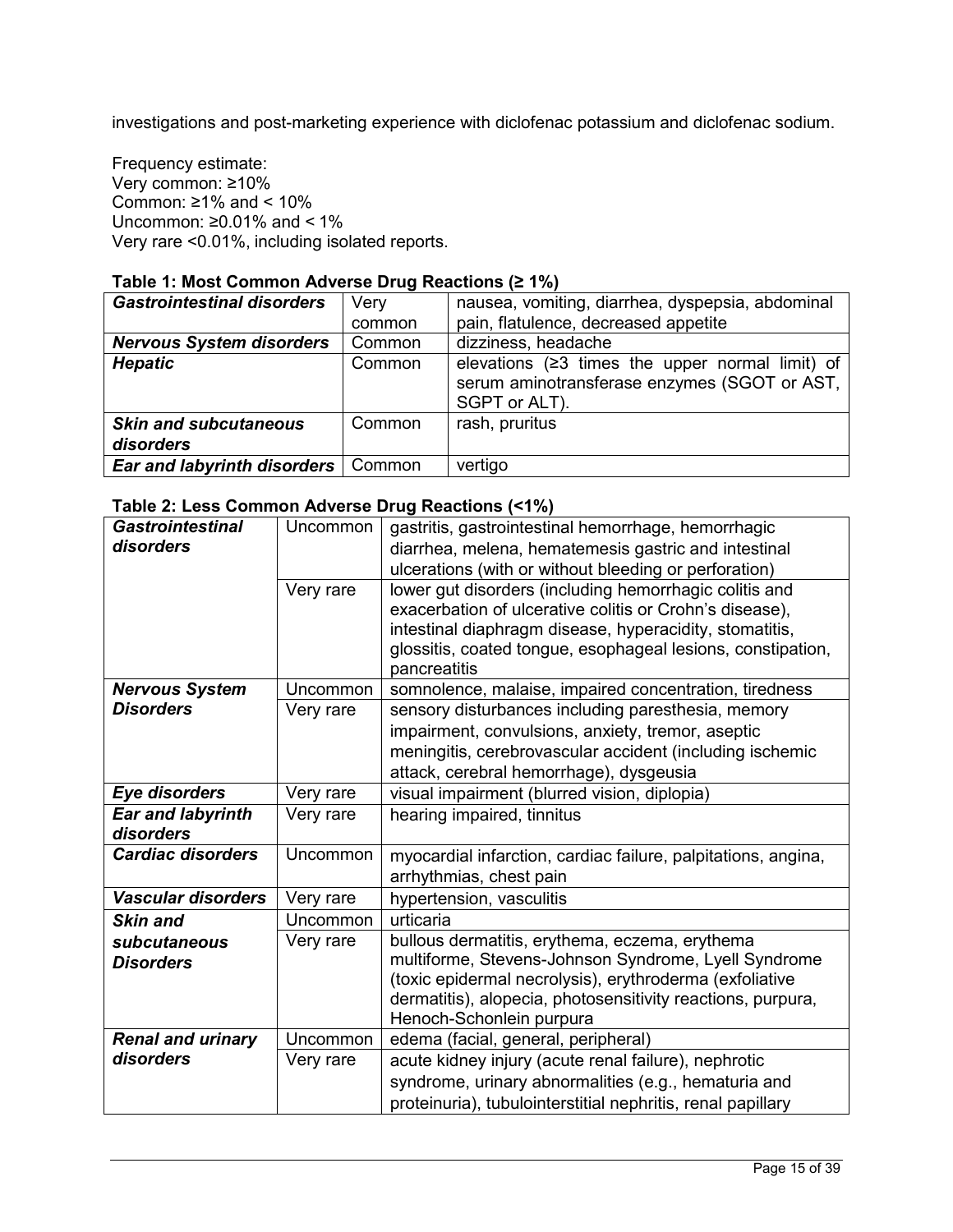investigations and post-marketing experience with diclofenac potassium and diclofenac sodium.

Frequency estimate:
Very common: ≥10%
Common: ≥1% and < 10%
Uncommon: ≥0.01% and < 1%
Very rare <0.01%, including isolated reports.

**Table 1: Most Common Adverse Drug Reactions (≥ 1%)**

| | | |
|---|---|---|
| ***Gastrointestinal disorders*** | Very common | nausea, vomiting, diarrhea, dyspepsia, abdominal pain, flatulence, decreased appetite |
| ***Nervous System disorders*** | Common | dizziness, headache |
| ***Hepatic*** | Common | elevations (≥3 times the upper normal limit) of serum aminotransferase enzymes (SGOT or AST, SGPT or ALT). |
| ***Skin and subcutaneous disorders*** | Common | rash, pruritus |
| ***Ear and labyrinth disorders*** | Common | vertigo |

**Table 2: Less Common Adverse Drug Reactions (<1%)**

| | | |
|---|---|---|
| ***Gastrointestinal disorders*** | Uncommon | gastritis, gastrointestinal hemorrhage, hemorrhagic diarrhea, melena, hematemesis gastric and intestinal ulcerations (with or without bleeding or perforation) |
| | Very rare | lower gut disorders (including hemorrhagic colitis and exacerbation of ulcerative colitis or Crohn's disease), intestinal diaphragm disease, hyperacidity, stomatitis, glossitis, coated tongue, esophageal lesions, constipation, pancreatitis |
| ***Nervous System Disorders*** | Uncommon | somnolence, malaise, impaired concentration, tiredness |
| | Very rare | sensory disturbances including paresthesia, memory impairment, convulsions, anxiety, tremor, aseptic meningitis, cerebrovascular accident (including ischemic attack, cerebral hemorrhage), dysgeusia |
| ***Eye disorders*** | Very rare | visual impairment (blurred vision, diplopia) |
| ***Ear and labyrinth disorders*** | Very rare | hearing impaired, tinnitus |
| ***Cardiac disorders*** | Uncommon | myocardial infarction, cardiac failure, palpitations, angina, arrhythmias, chest pain |
| ***Vascular disorders*** | Very rare | hypertension, vasculitis |
| ***Skin and subcutaneous Disorders*** | Uncommon | urticaria |
| | Very rare | bullous dermatitis, erythema, eczema, erythema multiforme, Stevens-Johnson Syndrome, Lyell Syndrome (toxic epidermal necrolysis), erythroderma (exfoliative dermatitis), alopecia, photosensitivity reactions, purpura, Henoch-Schonlein purpura |
| ***Renal and urinary disorders*** | Uncommon | edema (facial, general, peripheral) |
| | Very rare | acute kidney injury (acute renal failure), nephrotic syndrome, urinary abnormalities (e.g., hematuria and proteinuria), tubulointerstitial nephritis, renal papillary |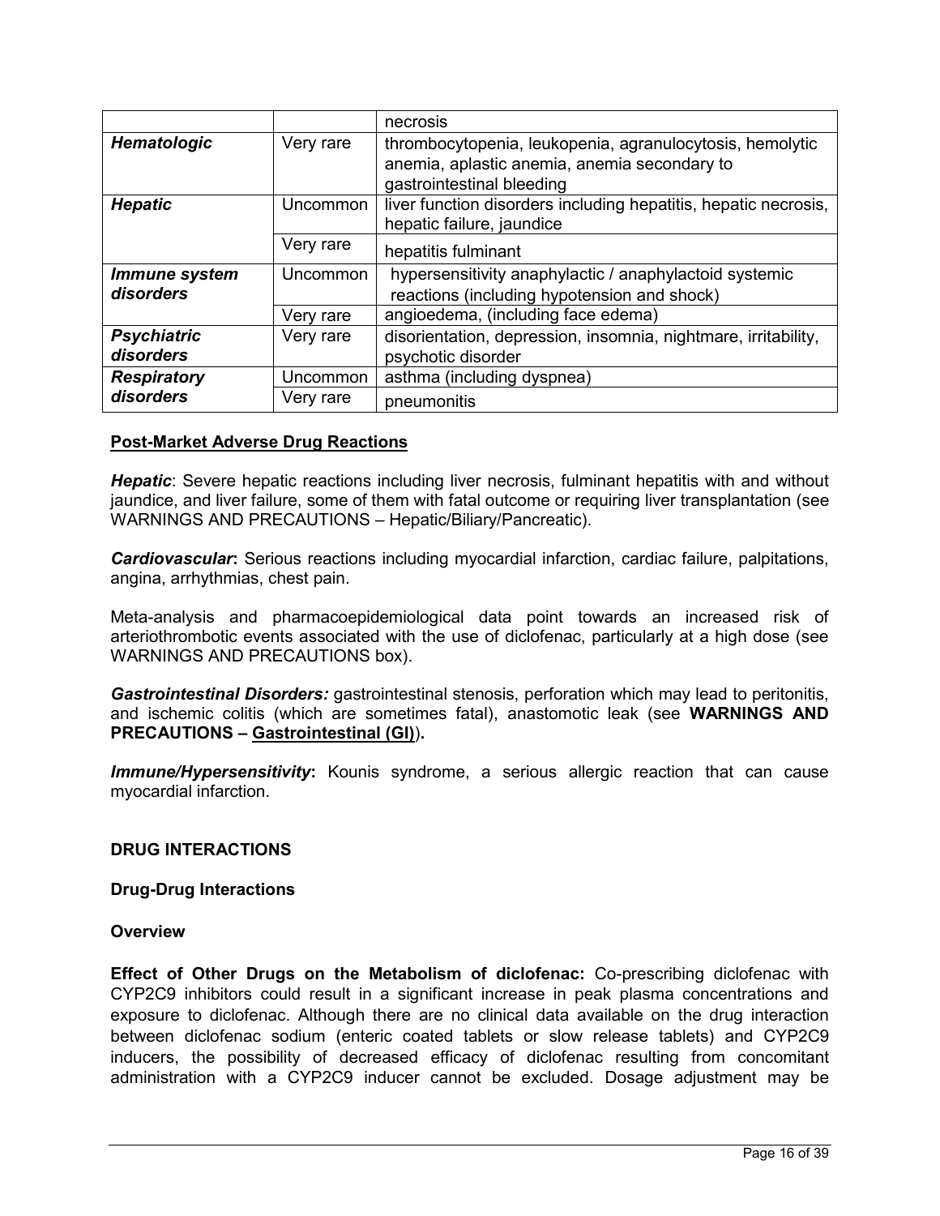| | | |
|---|---|---|
| | | necrosis |
| ***Hematologic*** | Very rare | thrombocytopenia, leukopenia, agranulocytosis, hemolytic anemia, aplastic anemia, anemia secondary to gastrointestinal bleeding |
| ***Hepatic*** | Uncommon | liver function disorders including hepatitis, hepatic necrosis, hepatic failure, jaundice |
| | Very rare | hepatitis fulminant |
| ***Immune system disorders*** | Uncommon | hypersensitivity anaphylactic / anaphylactoid systemic reactions (including hypotension and shock) |
| | Very rare | angioedema, (including face edema) |
| ***Psychiatric disorders*** | Very rare | disorientation, depression, insomnia, nightmare, irritability, psychotic disorder |
| ***Respiratory disorders*** | Uncommon | asthma (including dyspnea) |
| | Very rare | pneumonitis |

**Post-Market Adverse Drug Reactions**

***Hepatic***: Severe hepatic reactions including liver necrosis, fulminant hepatitis with and without jaundice, and liver failure, some of them with fatal outcome or requiring liver transplantation (see WARNINGS AND PRECAUTIONS – Hepatic/Biliary/Pancreatic).

***Cardiovascular*:** Serious reactions including myocardial infarction, cardiac failure, palpitations, angina, arrhythmias, chest pain.

Meta-analysis and pharmacoepidemiological data point towards an increased risk of arteriothrombotic events associated with the use of diclofenac, particularly at a high dose (see WARNINGS AND PRECAUTIONS box).

***Gastrointestinal Disorders:*** gastrointestinal stenosis, perforation which may lead to peritonitis, and ischemic colitis (which are sometimes fatal), anastomotic leak (see **WARNINGS AND PRECAUTIONS – Gastrointestinal (GI)**).

***Immune/Hypersensitivity*:** Kounis syndrome, a serious allergic reaction that can cause myocardial infarction.

## DRUG INTERACTIONS

### Drug-Drug Interactions

#### Overview

**Effect of Other Drugs on the Metabolism of diclofenac:** Co-prescribing diclofenac with CYP2C9 inhibitors could result in a significant increase in peak plasma concentrations and exposure to diclofenac. Although there are no clinical data available on the drug interaction between diclofenac sodium (enteric coated tablets or slow release tablets) and CYP2C9 inducers, the possibility of decreased efficacy of diclofenac resulting from concomitant administration with a CYP2C9 inducer cannot be excluded. Dosage adjustment may be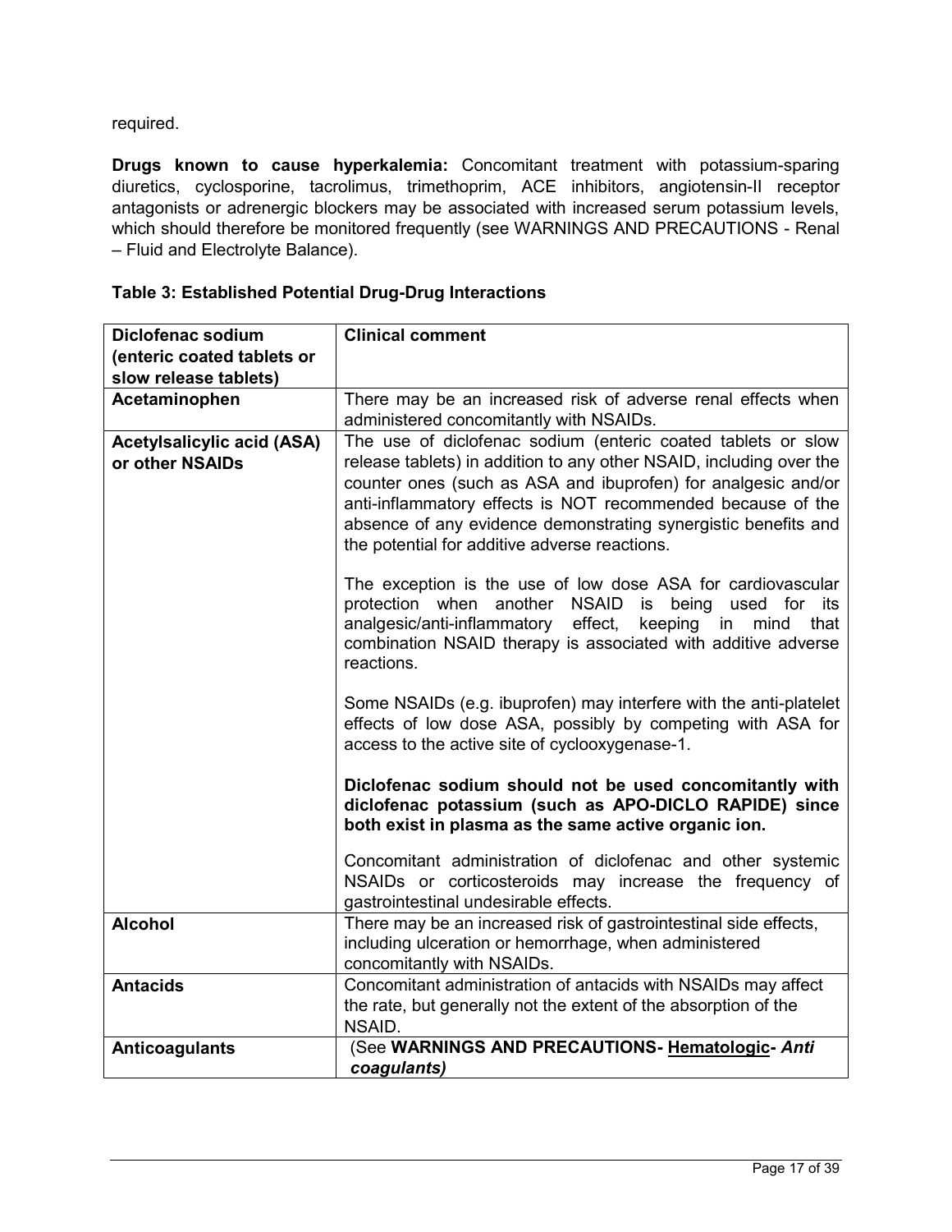required.

**Drugs known to cause hyperkalemia:** Concomitant treatment with potassium-sparing diuretics, cyclosporine, tacrolimus, trimethoprim, ACE inhibitors, angiotensin-II receptor antagonists or adrenergic blockers may be associated with increased serum potassium levels, which should therefore be monitored frequently (see WARNINGS AND PRECAUTIONS - Renal – Fluid and Electrolyte Balance).

**Table 3: Established Potential Drug-Drug Interactions**

| Diclofenac sodium (enteric coated tablets or slow release tablets) | Clinical comment |
|---|---|
| **Acetaminophen** | There may be an increased risk of adverse renal effects when administered concomitantly with NSAIDs. |
| **Acetylsalicylic acid (ASA) or other NSAIDs** | The use of diclofenac sodium (enteric coated tablets or slow release tablets) in addition to any other NSAID, including over the counter ones (such as ASA and ibuprofen) for analgesic and/or anti-inflammatory effects is NOT recommended because of the absence of any evidence demonstrating synergistic benefits and the potential for additive adverse reactions.<br><br>The exception is the use of low dose ASA for cardiovascular protection when another NSAID is being used for its analgesic/anti-inflammatory effect, keeping in mind that combination NSAID therapy is associated with additive adverse reactions.<br><br>Some NSAIDs (e.g. ibuprofen) may interfere with the anti-platelet effects of low dose ASA, possibly by competing with ASA for access to the active site of cyclooxygenase-1.<br><br>**Diclofenac sodium should not be used concomitantly with diclofenac potassium (such as APO-DICLO RAPIDE) since both exist in plasma as the same active organic ion.**<br><br>Concomitant administration of diclofenac and other systemic NSAIDs or corticosteroids may increase the frequency of gastrointestinal undesirable effects. |
| **Alcohol** | There may be an increased risk of gastrointestinal side effects, including ulceration or hemorrhage, when administered concomitantly with NSAIDs. |
| **Antacids** | Concomitant administration of antacids with NSAIDs may affect the rate, but generally not the extent of the absorption of the NSAID. |
| **Anticoagulants** | (See **WARNINGS AND PRECAUTIONS- Hematologic-** ***Anti coagulants)*** |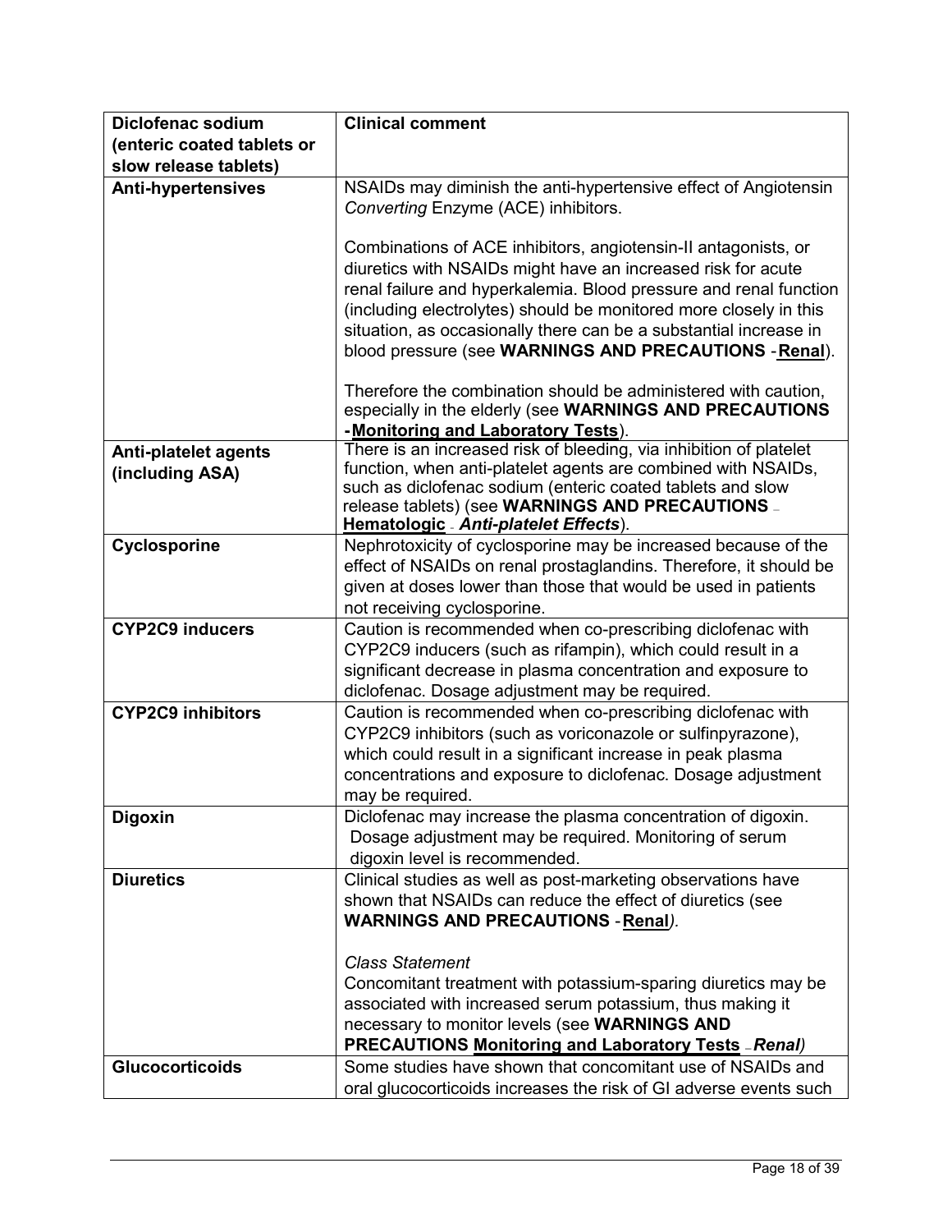| Diclofenac sodium (enteric coated tablets or slow release tablets) | Clinical comment |
|---|---|
| **Anti-hypertensives** | NSAIDs may diminish the anti-hypertensive effect of Angiotensin *Converting* Enzyme (ACE) inhibitors.<br><br>Combinations of ACE inhibitors, angiotensin-II antagonists, or diuretics with NSAIDs might have an increased risk for acute renal failure and hyperkalemia. Blood pressure and renal function (including electrolytes) should be monitored more closely in this situation, as occasionally there can be a substantial increase in blood pressure (see **WARNINGS AND PRECAUTIONS** - **Renal**).<br><br>Therefore the combination should be administered with caution, especially in the elderly (see **WARNINGS AND PRECAUTIONS** - **Monitoring and Laboratory Tests**). |
| **Anti-platelet agents (including ASA)** | There is an increased risk of bleeding, via inhibition of platelet function, when anti-platelet agents are combined with NSAIDs, such as diclofenac sodium (enteric coated tablets and slow release tablets) (see **WARNINGS AND PRECAUTIONS** – **Hematologic** – ***Anti-platelet Effects***). |
| **Cyclosporine** | Nephrotoxicity of cyclosporine may be increased because of the effect of NSAIDs on renal prostaglandins. Therefore, it should be given at doses lower than those that would be used in patients not receiving cyclosporine. |
| **CYP2C9 inducers** | Caution is recommended when co-prescribing diclofenac with CYP2C9 inducers (such as rifampin), which could result in a significant decrease in plasma concentration and exposure to diclofenac. Dosage adjustment may be required. |
| **CYP2C9 inhibitors** | Caution is recommended when co-prescribing diclofenac with CYP2C9 inhibitors (such as voriconazole or sulfinpyrazone), which could result in a significant increase in peak plasma concentrations and exposure to diclofenac. Dosage adjustment may be required. |
| **Digoxin** | Diclofenac may increase the plasma concentration of digoxin. Dosage adjustment may be required. Monitoring of serum digoxin level is recommended. |
| **Diuretics** | Clinical studies as well as post-marketing observations have shown that NSAIDs can reduce the effect of diuretics (see **WARNINGS AND PRECAUTIONS** - **Renal**).<br><br>*Class Statement*<br>Concomitant treatment with potassium-sparing diuretics may be associated with increased serum potassium, thus making it necessary to monitor levels (see **WARNINGS AND PRECAUTIONS** **Monitoring and Laboratory Tests** – ***Renal***) |
| **Glucocorticoids** | Some studies have shown that concomitant use of NSAIDs and oral glucocorticoids increases the risk of GI adverse events such |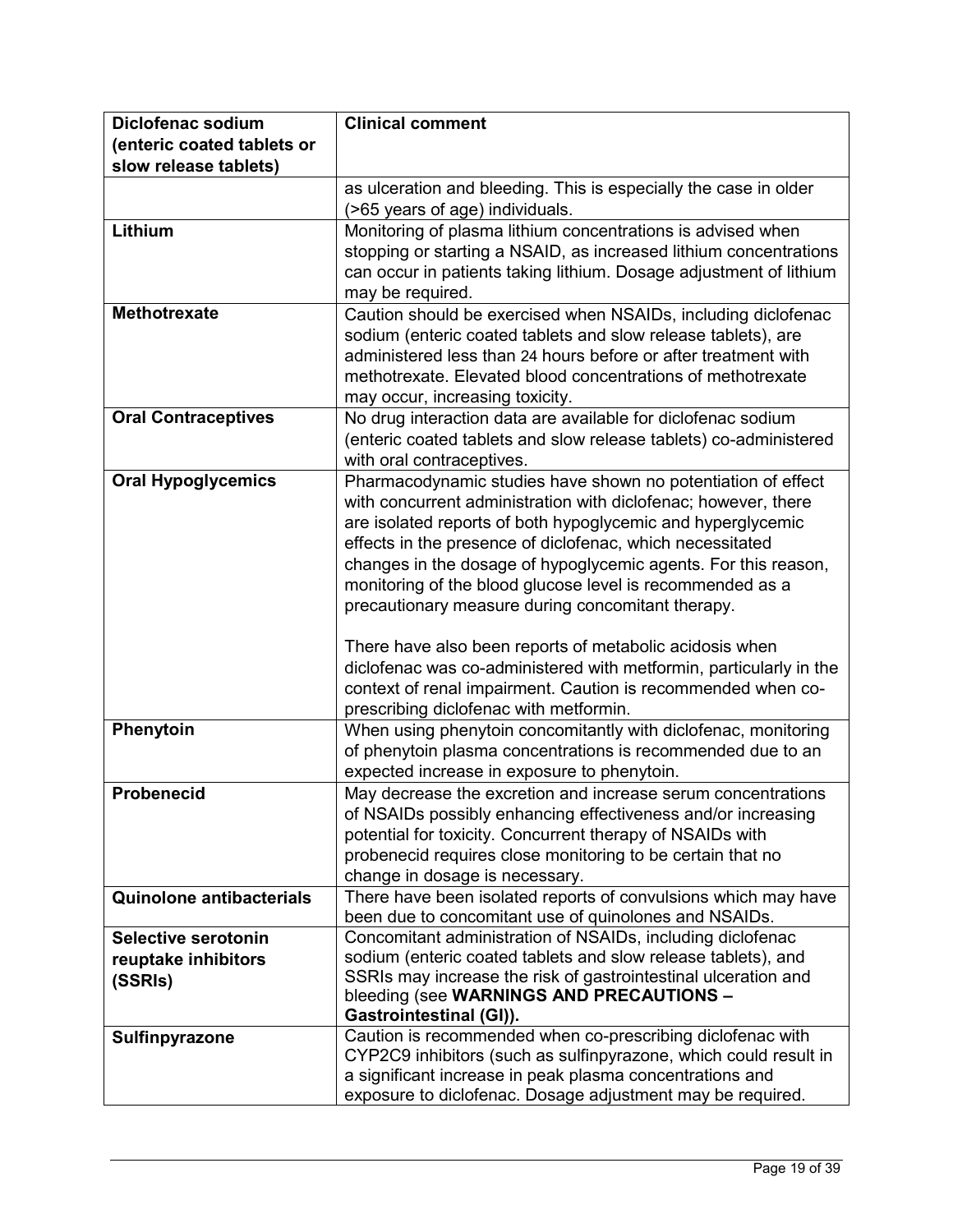| Diclofenac sodium (enteric coated tablets or slow release tablets) | Clinical comment |
|---|---|
| | as ulceration and bleeding. This is especially the case in older (>65 years of age) individuals. |
| **Lithium** | Monitoring of plasma lithium concentrations is advised when stopping or starting a NSAID, as increased lithium concentrations can occur in patients taking lithium. Dosage adjustment of lithium may be required. |
| **Methotrexate** | Caution should be exercised when NSAIDs, including diclofenac sodium (enteric coated tablets and slow release tablets), are administered less than 24 hours before or after treatment with methotrexate. Elevated blood concentrations of methotrexate may occur, increasing toxicity. |
| **Oral Contraceptives** | No drug interaction data are available for diclofenac sodium (enteric coated tablets and slow release tablets) co-administered with oral contraceptives. |
| **Oral Hypoglycemics** | Pharmacodynamic studies have shown no potentiation of effect with concurrent administration with diclofenac; however, there are isolated reports of both hypoglycemic and hyperglycemic effects in the presence of diclofenac, which necessitated changes in the dosage of hypoglycemic agents. For this reason, monitoring of the blood glucose level is recommended as a precautionary measure during concomitant therapy.<br><br>There have also been reports of metabolic acidosis when diclofenac was co-administered with metformin, particularly in the context of renal impairment. Caution is recommended when co-prescribing diclofenac with metformin. |
| **Phenytoin** | When using phenytoin concomitantly with diclofenac, monitoring of phenytoin plasma concentrations is recommended due to an expected increase in exposure to phenytoin. |
| **Probenecid** | May decrease the excretion and increase serum concentrations of NSAIDs possibly enhancing effectiveness and/or increasing potential for toxicity. Concurrent therapy of NSAIDs with probenecid requires close monitoring to be certain that no change in dosage is necessary. |
| **Quinolone antibacterials** | There have been isolated reports of convulsions which may have been due to concomitant use of quinolones and NSAIDs. |
| **Selective serotonin reuptake inhibitors (SSRIs)** | Concomitant administration of NSAIDs, including diclofenac sodium (enteric coated tablets and slow release tablets), and SSRIs may increase the risk of gastrointestinal ulceration and bleeding (see **WARNINGS AND PRECAUTIONS – Gastrointestinal (GI)).** |
| **Sulfinpyrazone** | Caution is recommended when co-prescribing diclofenac with CYP2C9 inhibitors (such as sulfinpyrazone, which could result in a significant increase in peak plasma concentrations and exposure to diclofenac. Dosage adjustment may be required. |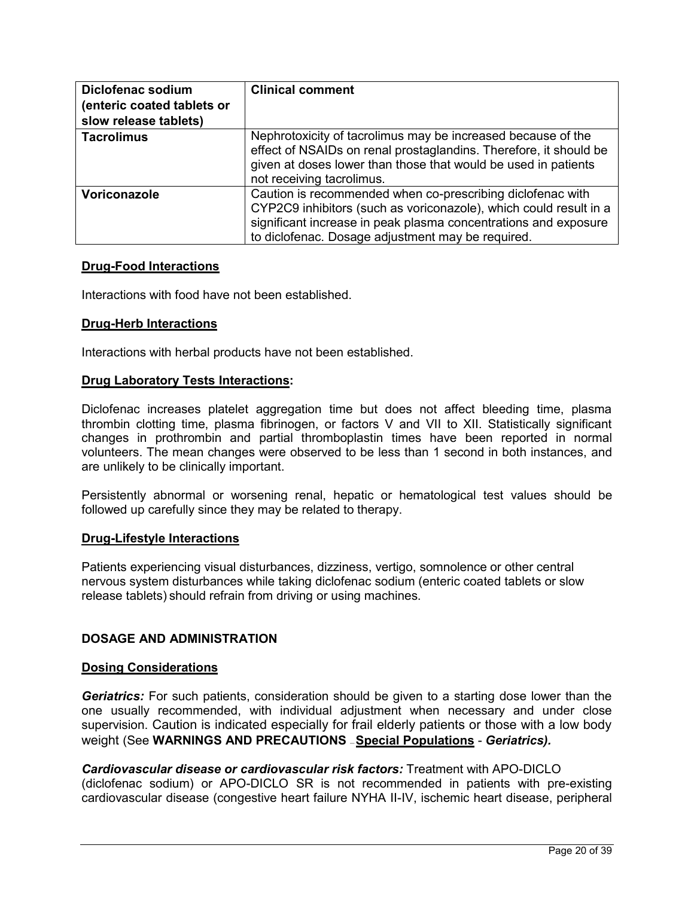| Diclofenac sodium (enteric coated tablets or slow release tablets) | Clinical comment |
|---|---|
| **Tacrolimus** | Nephrotoxicity of tacrolimus may be increased because of the effect of NSAIDs on renal prostaglandins. Therefore, it should be given at doses lower than those that would be used in patients not receiving tacrolimus. |
| **Voriconazole** | Caution is recommended when co-prescribing diclofenac with CYP2C9 inhibitors (such as voriconazole), which could result in a significant increase in peak plasma concentrations and exposure to diclofenac. Dosage adjustment may be required. |

## Drug-Food Interactions

Interactions with food have not been established.

## Drug-Herb Interactions

Interactions with herbal products have not been established.

## Drug Laboratory Tests Interactions:

Diclofenac increases platelet aggregation time but does not affect bleeding time, plasma thrombin clotting time, plasma fibrinogen, or factors V and VII to XII. Statistically significant changes in prothrombin and partial thromboplastin times have been reported in normal volunteers. The mean changes were observed to be less than 1 second in both instances, and are unlikely to be clinically important.

Persistently abnormal or worsening renal, hepatic or hematological test values should be followed up carefully since they may be related to therapy.

## Drug-Lifestyle Interactions

Patients experiencing visual disturbances, dizziness, vertigo, somnolence or other central nervous system disturbances while taking diclofenac sodium (enteric coated tablets or slow release tablets) should refrain from driving or using machines.

# DOSAGE AND ADMINISTRATION

## Dosing Considerations

***Geriatrics:*** For such patients, consideration should be given to a starting dose lower than the one usually recommended, with individual adjustment when necessary and under close supervision. Caution is indicated especially for frail elderly patients or those with a low body weight (See **WARNINGS AND PRECAUTIONS** – **Special Populations** - ***Geriatrics).***

***Cardiovascular disease or cardiovascular risk factors:*** Treatment with APO-DICLO (diclofenac sodium) or APO-DICLO SR is not recommended in patients with pre-existing cardiovascular disease (congestive heart failure NYHA II-IV, ischemic heart disease, peripheral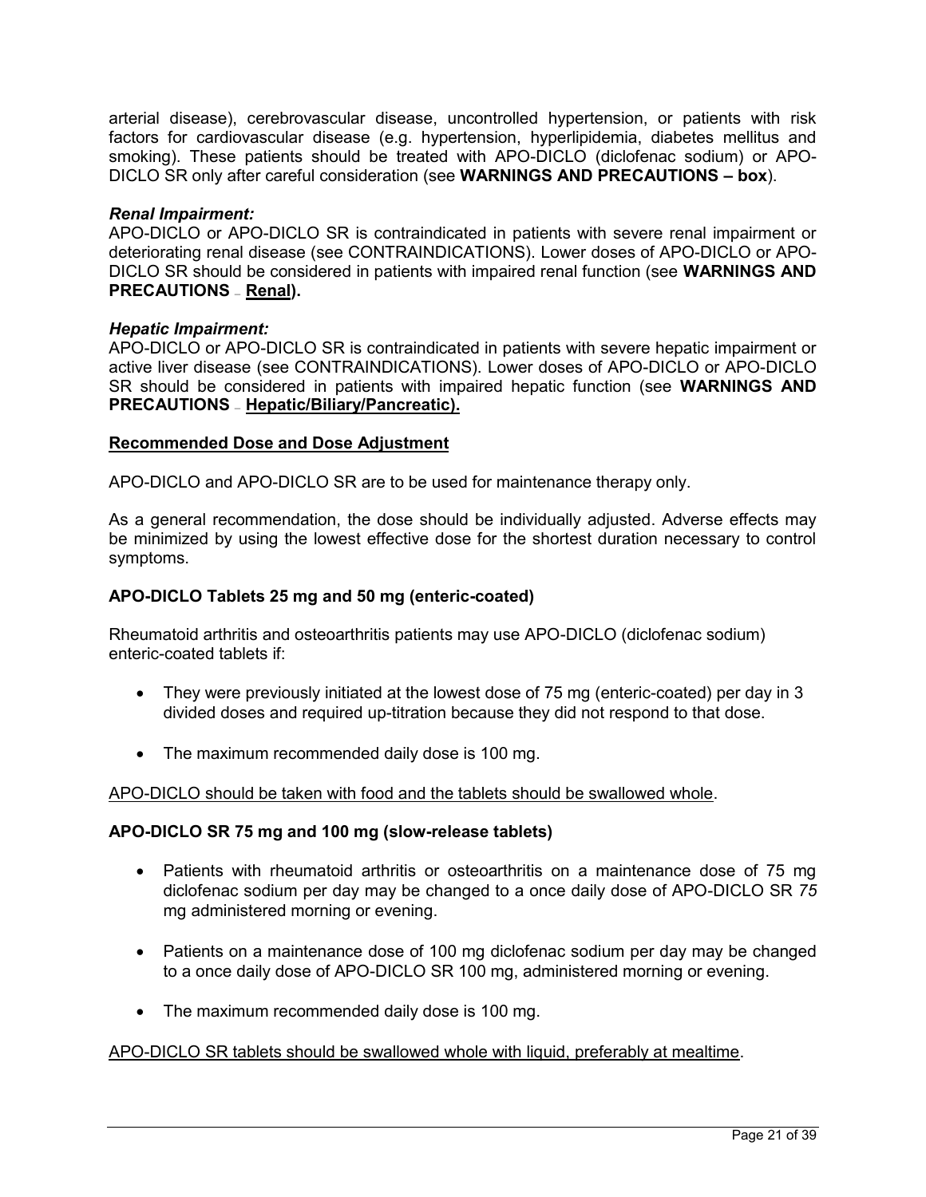arterial disease), cerebrovascular disease, uncontrolled hypertension, or patients with risk factors for cardiovascular disease (e.g. hypertension, hyperlipidemia, diabetes mellitus and smoking). These patients should be treated with APO-DICLO (diclofenac sodium) or APO-DICLO SR only after careful consideration (see **WARNINGS AND PRECAUTIONS – box**).

***Renal Impairment:***
APO-DICLO or APO-DICLO SR is contraindicated in patients with severe renal impairment or deteriorating renal disease (see CONTRAINDICATIONS). Lower doses of APO-DICLO or APO-DICLO SR should be considered in patients with impaired renal function (see **WARNINGS AND PRECAUTIONS** – **Renal).**

***Hepatic Impairment:***
APO-DICLO or APO-DICLO SR is contraindicated in patients with severe hepatic impairment or active liver disease (see CONTRAINDICATIONS). Lower doses of APO-DICLO or APO-DICLO SR should be considered in patients with impaired hepatic function (see **WARNINGS AND PRECAUTIONS** – **Hepatic/Biliary/Pancreatic).**

**Recommended Dose and Dose Adjustment**

APO-DICLO and APO-DICLO SR are to be used for maintenance therapy only.

As a general recommendation, the dose should be individually adjusted. Adverse effects may be minimized by using the lowest effective dose for the shortest duration necessary to control symptoms.

**APO-DICLO Tablets 25 mg and 50 mg (enteric-coated)**

Rheumatoid arthritis and osteoarthritis patients may use APO-DICLO (diclofenac sodium) enteric-coated tablets if:

- They were previously initiated at the lowest dose of 75 mg (enteric-coated) per day in 3 divided doses and required up-titration because they did not respond to that dose.
- The maximum recommended daily dose is 100 mg.

APO-DICLO should be taken with food and the tablets should be swallowed whole.

**APO-DICLO SR 75 mg and 100 mg (slow-release tablets)**

- Patients with rheumatoid arthritis or osteoarthritis on a maintenance dose of 75 mg diclofenac sodium per day may be changed to a once daily dose of APO-DICLO SR *75* mg administered morning or evening.
- Patients on a maintenance dose of 100 mg diclofenac sodium per day may be changed to a once daily dose of APO-DICLO SR 100 mg, administered morning or evening.
- The maximum recommended daily dose is 100 mg.

APO-DICLO SR tablets should be swallowed whole with liquid, preferably at mealtime.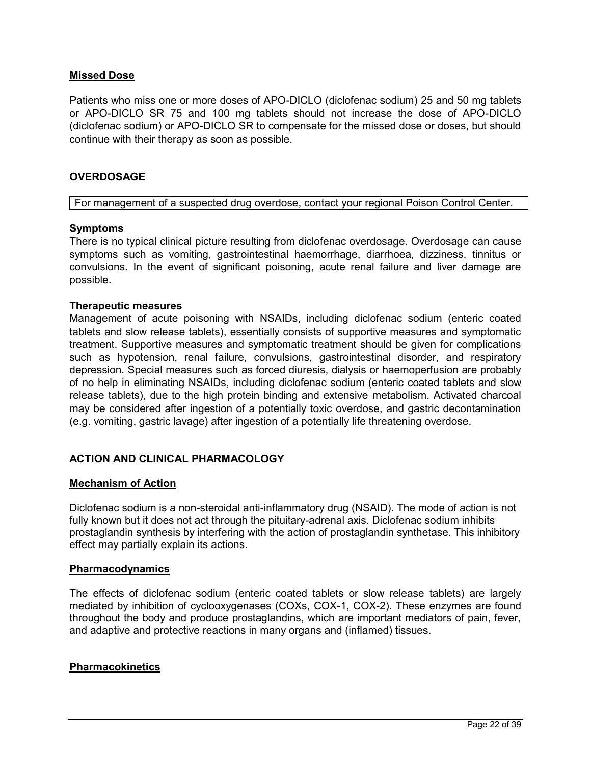### Missed Dose

Patients who miss one or more doses of APO-DICLO (diclofenac sodium) 25 and 50 mg tablets or APO-DICLO SR 75 and 100 mg tablets should not increase the dose of APO-DICLO (diclofenac sodium) or APO-DICLO SR to compensate for the missed dose or doses, but should continue with their therapy as soon as possible.

## OVERDOSAGE

| For management of a suspected drug overdose, contact your regional Poison Control Center. |
| --- |

**Symptoms**

There is no typical clinical picture resulting from diclofenac overdosage. Overdosage can cause symptoms such as vomiting, gastrointestinal haemorrhage, diarrhoea, dizziness, tinnitus or convulsions. In the event of significant poisoning, acute renal failure and liver damage are possible.

**Therapeutic measures**

Management of acute poisoning with NSAIDs, including diclofenac sodium (enteric coated tablets and slow release tablets), essentially consists of supportive measures and symptomatic treatment. Supportive measures and symptomatic treatment should be given for complications such as hypotension, renal failure, convulsions, gastrointestinal disorder, and respiratory depression. Special measures such as forced diuresis, dialysis or haemoperfusion are probably of no help in eliminating NSAIDs, including diclofenac sodium (enteric coated tablets and slow release tablets), due to the high protein binding and extensive metabolism. Activated charcoal may be considered after ingestion of a potentially toxic overdose, and gastric decontamination (e.g. vomiting, gastric lavage) after ingestion of a potentially life threatening overdose.

## ACTION AND CLINICAL PHARMACOLOGY

### Mechanism of Action

Diclofenac sodium is a non-steroidal anti-inflammatory drug (NSAID). The mode of action is not fully known but it does not act through the pituitary-adrenal axis. Diclofenac sodium inhibits prostaglandin synthesis by interfering with the action of prostaglandin synthetase. This inhibitory effect may partially explain its actions.

### Pharmacodynamics

The effects of diclofenac sodium (enteric coated tablets or slow release tablets) are largely mediated by inhibition of cyclooxygenases (COXs, COX-1, COX-2). These enzymes are found throughout the body and produce prostaglandins, which are important mediators of pain, fever, and adaptive and protective reactions in many organs and (inflamed) tissues.

### Pharmacokinetics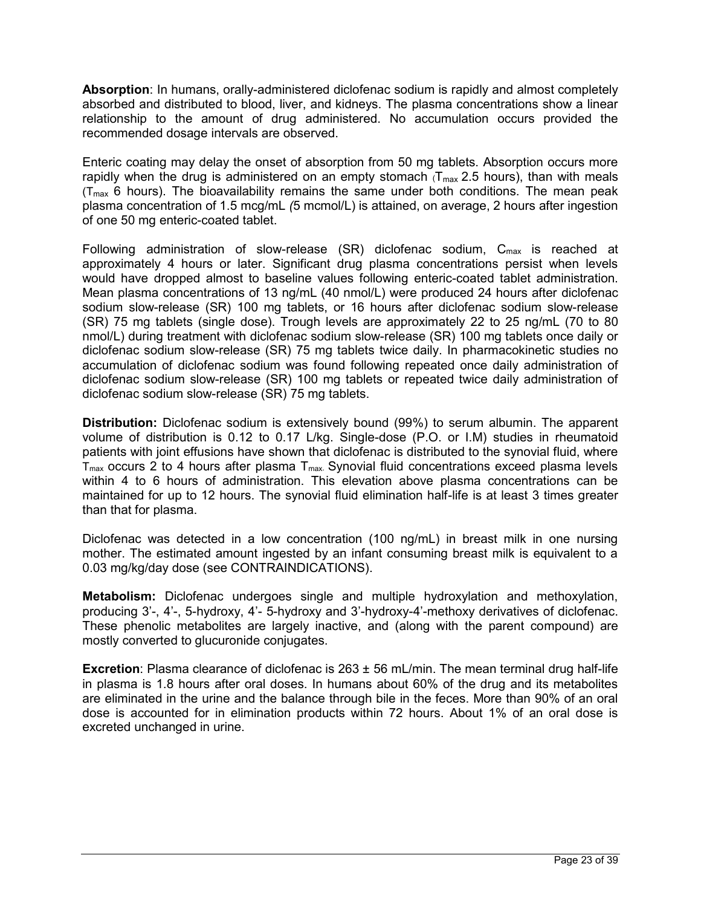**Absorption**: In humans, orally-administered diclofenac sodium is rapidly and almost completely absorbed and distributed to blood, liver, and kidneys. The plasma concentrations show a linear relationship to the amount of drug administered. No accumulation occurs provided the recommended dosage intervals are observed.

Enteric coating may delay the onset of absorption from 50 mg tablets. Absorption occurs more rapidly when the drug is administered on an empty stomach ($T_{max}$ 2.5 hours), than with meals ($T_{max}$ 6 hours). The bioavailability remains the same under both conditions. The mean peak plasma concentration of 1.5 mcg/mL *(*5 mcmol/L) is attained, on average, 2 hours after ingestion of one 50 mg enteric-coated tablet.

Following administration of slow-release (SR) diclofenac sodium, $C_{max}$ is reached at approximately 4 hours or later. Significant drug plasma concentrations persist when levels would have dropped almost to baseline values following enteric-coated tablet administration. Mean plasma concentrations of 13 ng/mL (40 nmol/L) were produced 24 hours after diclofenac sodium slow-release (SR) 100 mg tablets, or 16 hours after diclofenac sodium slow-release (SR) 75 mg tablets (single dose). Trough levels are approximately 22 to 25 ng/mL (70 to 80 nmol/L) during treatment with diclofenac sodium slow-release (SR) 100 mg tablets once daily or diclofenac sodium slow-release (SR) 75 mg tablets twice daily. In pharmacokinetic studies no accumulation of diclofenac sodium was found following repeated once daily administration of diclofenac sodium slow-release (SR) 100 mg tablets or repeated twice daily administration of diclofenac sodium slow-release (SR) 75 mg tablets.

**Distribution:** Diclofenac sodium is extensively bound (99%) to serum albumin. The apparent volume of distribution is 0.12 to 0.17 L/kg. Single-dose (P.O. or I.M) studies in rheumatoid patients with joint effusions have shown that diclofenac is distributed to the synovial fluid, where $T_{max}$ occurs 2 to 4 hours after plasma $T_{max}$. Synovial fluid concentrations exceed plasma levels within 4 to 6 hours of administration. This elevation above plasma concentrations can be maintained for up to 12 hours. The synovial fluid elimination half-life is at least 3 times greater than that for plasma.

Diclofenac was detected in a low concentration (100 ng/mL) in breast milk in one nursing mother. The estimated amount ingested by an infant consuming breast milk is equivalent to a 0.03 mg/kg/day dose (see CONTRAINDICATIONS).

**Metabolism:** Diclofenac undergoes single and multiple hydroxylation and methoxylation, producing 3'-, 4'-, 5-hydroxy, 4'- 5-hydroxy and 3'-hydroxy-4'-methoxy derivatives of diclofenac. These phenolic metabolites are largely inactive, and (along with the parent compound) are mostly converted to glucuronide conjugates.

**Excretion**: Plasma clearance of diclofenac is 263 ± 56 mL/min. The mean terminal drug half-life in plasma is 1.8 hours after oral doses. In humans about 60% of the drug and its metabolites are eliminated in the urine and the balance through bile in the feces. More than 90% of an oral dose is accounted for in elimination products within 72 hours. About 1% of an oral dose is excreted unchanged in urine.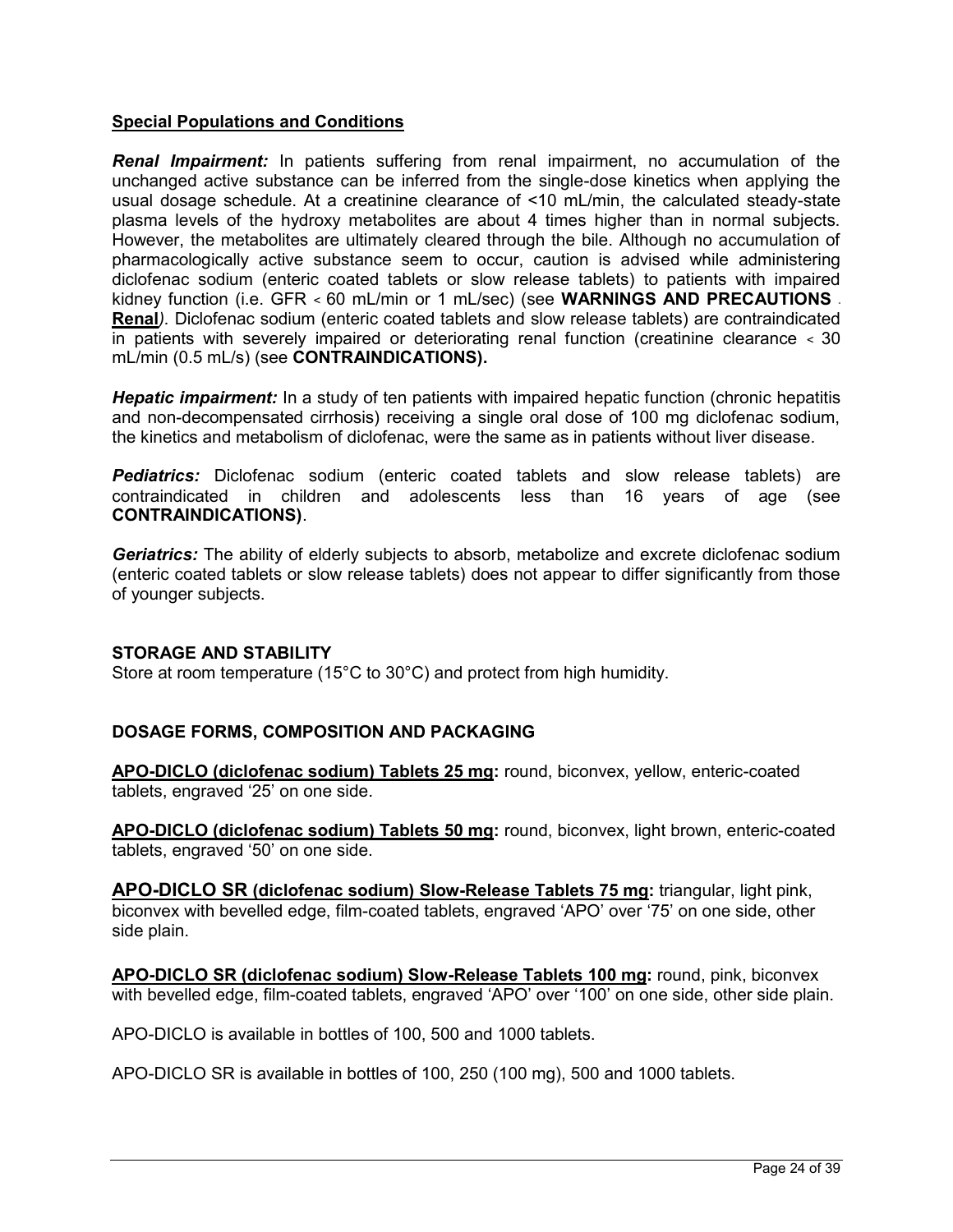## Special Populations and Conditions

***Renal Impairment:*** In patients suffering from renal impairment, no accumulation of the unchanged active substance can be inferred from the single-dose kinetics when applying the usual dosage schedule. At a creatinine clearance of <10 mL/min, the calculated steady-state plasma levels of the hydroxy metabolites are about 4 times higher than in normal subjects. However, the metabolites are ultimately cleared through the bile. Although no accumulation of pharmacologically active substance seem to occur, caution is advised while administering diclofenac sodium (enteric coated tablets or slow release tablets) to patients with impaired kidney function (i.e. GFR < 60 mL/min or 1 mL/sec) (see **WARNINGS AND PRECAUTIONS - Renal**). Diclofenac sodium (enteric coated tablets and slow release tablets) are contraindicated in patients with severely impaired or deteriorating renal function (creatinine clearance < 30 mL/min (0.5 mL/s) (see **CONTRAINDICATIONS).**

***Hepatic impairment:*** In a study of ten patients with impaired hepatic function (chronic hepatitis and non-decompensated cirrhosis) receiving a single oral dose of 100 mg diclofenac sodium, the kinetics and metabolism of diclofenac, were the same as in patients without liver disease.

***Pediatrics:*** Diclofenac sodium (enteric coated tablets and slow release tablets) are contraindicated in children and adolescents less than 16 years of age (see **CONTRAINDICATIONS)**.

***Geriatrics:*** The ability of elderly subjects to absorb, metabolize and excrete diclofenac sodium (enteric coated tablets or slow release tablets) does not appear to differ significantly from those of younger subjects.

## STORAGE AND STABILITY

Store at room temperature (15°C to 30°C) and protect from high humidity.

## DOSAGE FORMS, COMPOSITION AND PACKAGING

**APO-DICLO (diclofenac sodium) Tablets 25 mg:** round, biconvex, yellow, enteric-coated tablets, engraved '25' on one side.

**APO-DICLO (diclofenac sodium) Tablets 50 mg:** round, biconvex, light brown, enteric-coated tablets, engraved '50' on one side.

**APO-DICLO SR (diclofenac sodium) Slow-Release Tablets 75 mg:** triangular, light pink, biconvex with bevelled edge, film-coated tablets, engraved 'APO' over '75' on one side, other side plain.

**APO-DICLO SR (diclofenac sodium) Slow-Release Tablets 100 mg:** round, pink, biconvex with bevelled edge, film-coated tablets, engraved 'APO' over '100' on one side, other side plain.

APO-DICLO is available in bottles of 100, 500 and 1000 tablets.

APO-DICLO SR is available in bottles of 100, 250 (100 mg), 500 and 1000 tablets.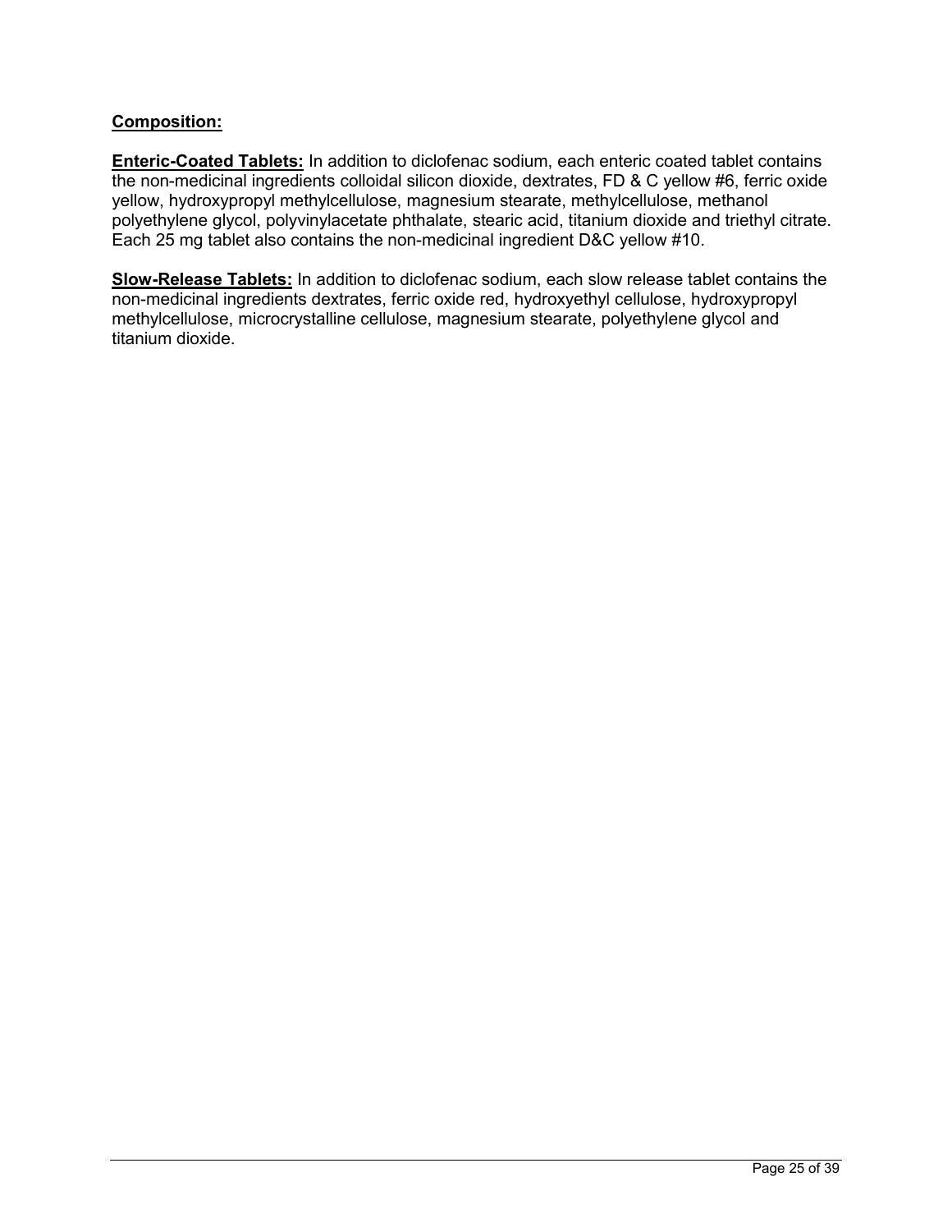**Composition:**

**Enteric-Coated Tablets:** In addition to diclofenac sodium, each enteric coated tablet contains the non-medicinal ingredients colloidal silicon dioxide, dextrates, FD & C yellow #6, ferric oxide yellow, hydroxypropyl methylcellulose, magnesium stearate, methylcellulose, methanol polyethylene glycol, polyvinylacetate phthalate, stearic acid, titanium dioxide and triethyl citrate. Each 25 mg tablet also contains the non-medicinal ingredient D&C yellow #10.

**Slow-Release Tablets:** In addition to diclofenac sodium, each slow release tablet contains the non-medicinal ingredients dextrates, ferric oxide red, hydroxyethyl cellulose, hydroxypropyl methylcellulose, microcrystalline cellulose, magnesium stearate, polyethylene glycol and titanium dioxide.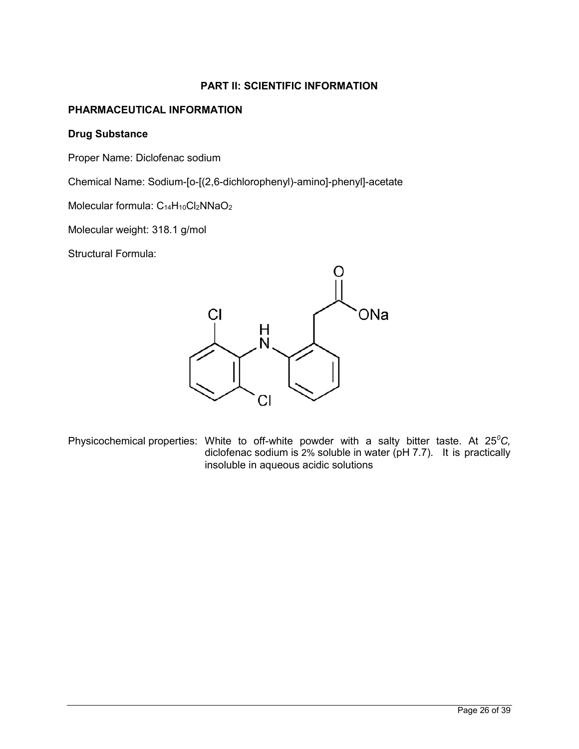## PART II: SCIENTIFIC INFORMATION

### PHARMACEUTICAL INFORMATION

#### Drug Substance

Proper Name: Diclofenac sodium

Chemical Name: Sodium-[o-[(2,6-dichlorophenyl)-amino]-phenyl]-acetate

Molecular formula: $C_{14}H_{10}Cl_2NNaO_2$

Molecular weight: 318.1 g/mol

Structural Formula:

Physicochemical properties: White to off-white powder with a salty bitter taste. At 25$^0$*C,* diclofenac sodium is 2% soluble in water (pH 7.7). It is practically insoluble in aqueous acidic solutions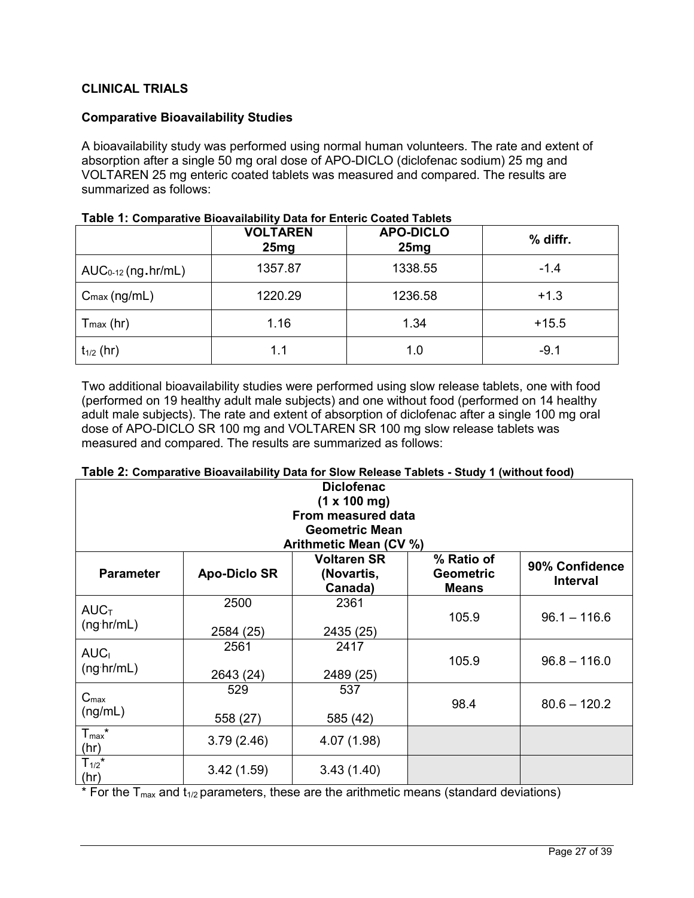## CLINICAL TRIALS

### Comparative Bioavailability Studies

A bioavailability study was performed using normal human volunteers. The rate and extent of absorption after a single 50 mg oral dose of APO-DICLO (diclofenac sodium) 25 mg and VOLTAREN 25 mg enteric coated tablets was measured and compared. The results are summarized as follows:

**Table 1: Comparative Bioavailability Data for Enteric Coated Tablets**

| | VOLTAREN 25mg | APO-DICLO 25mg | % diffr. |
|---|---|---|---|
| $AUC_{0-12}$ (ng.hr/mL) | 1357.87 | 1338.55 | -1.4 |
| $C_{max}$ (ng/mL) | 1220.29 | 1236.58 | +1.3 |
| $T_{max}$ (hr) | 1.16 | 1.34 | +15.5 |
| $t_{1/2}$ (hr) | 1.1 | 1.0 | -9.1 |

Two additional bioavailability studies were performed using slow release tablets, one with food (performed on 19 healthy adult male subjects) and one without food (performed on 14 healthy adult male subjects). The rate and extent of absorption of diclofenac after a single 100 mg oral dose of APO-DICLO SR 100 mg and VOLTAREN SR 100 mg slow release tablets was measured and compared. The results are summarized as follows:

**Table 2: Comparative Bioavailability Data for Slow Release Tablets - Study 1 (without food)**

| Diclofenac (1 x 100 mg) From measured data Geometric Mean Arithmetic Mean (CV %) | | | | |
|---|---|---|---|---|
| **Parameter** | **Apo-Diclo SR** | **Voltaren SR (Novartis, Canada)** | **% Ratio of Geometric Means** | **90% Confidence Interval** |
| $AUC_T$ (ng·hr/mL) | 2500<br>2584 (25) | 2361<br>2435 (25) | 105.9 | 96.1 – 116.6 |
| $AUC_I$ (ng·hr/mL) | 2561<br>2643 (24) | 2417<br>2489 (25) | 105.9 | 96.8 – 116.0 |
| $C_{max}$ (ng/mL) | 529<br>558 (27) | 537<br>585 (42) | 98.4 | 80.6 – 120.2 |
| $T_{max}$* (hr) | 3.79 (2.46) | 4.07 (1.98) | | |
| $T_{1/2}$* (hr) | 3.42 (1.59) | 3.43 (1.40) | | |

\* For the $T_{max}$ and $t_{1/2}$ parameters, these are the arithmetic means (standard deviations)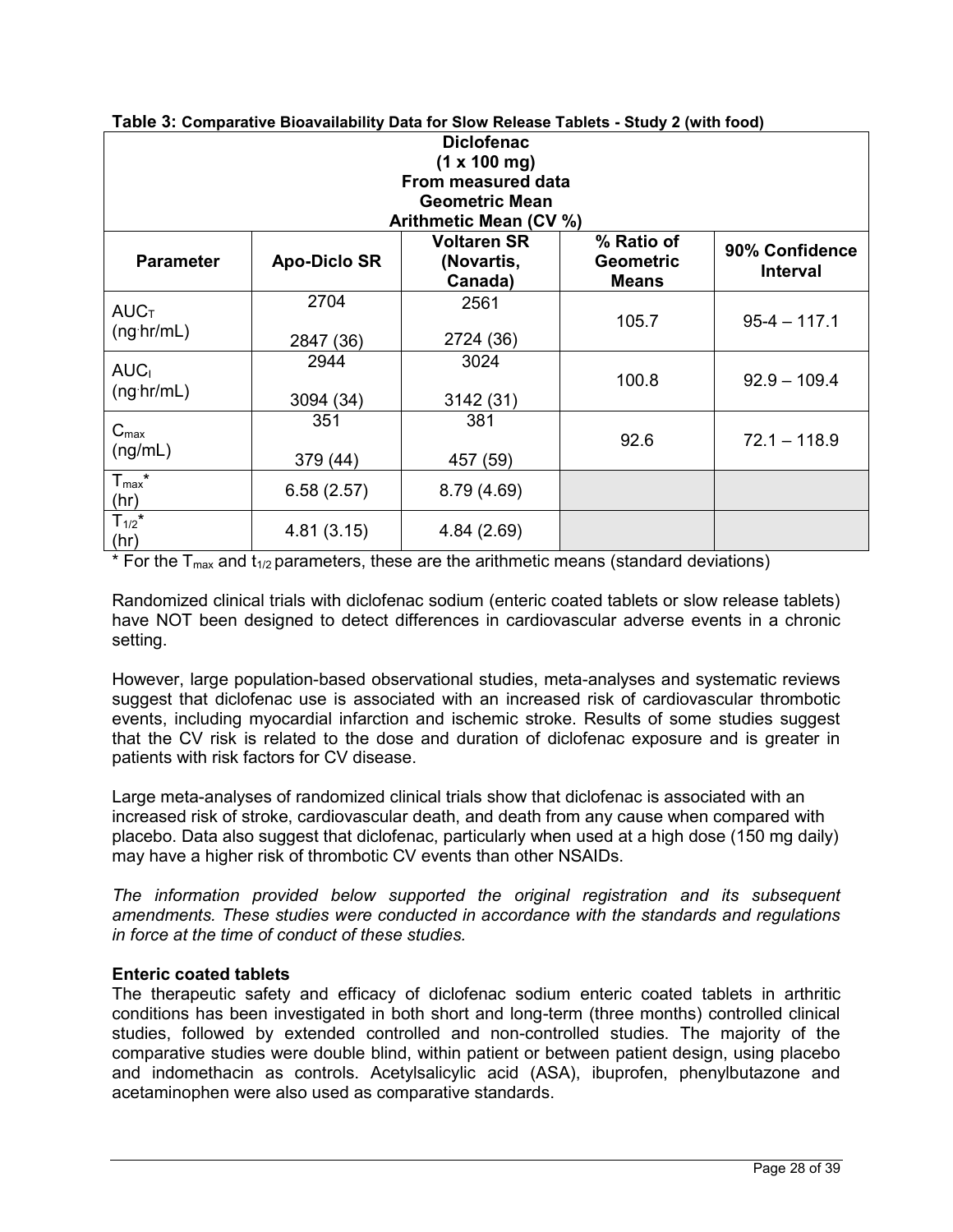**Table 3: Comparative Bioavailability Data for Slow Release Tablets - Study 2 (with food)**

| Diclofenac<br>(1 x 100 mg)<br>From measured data<br>Geometric Mean<br>Arithmetic Mean (CV %) | | | | |
|---|---|---|---|---|
| **Parameter** | **Apo-Diclo SR** | **Voltaren SR (Novartis, Canada)** | **% Ratio of Geometric Means** | **90% Confidence Interval** |
| $AUC_T$ (ng·hr/mL) | 2704<br>2847 (36) | 2561<br>2724 (36) | 105.7 | 95-4 – 117.1 |
| $AUC_I$ (ng·hr/mL) | 2944<br>3094 (34) | 3024<br>3142 (31) | 100.8 | 92.9 – 109.4 |
| $C_{max}$ (ng/mL) | 351<br>379 (44) | 381<br>457 (59) | 92.6 | 72.1 – 118.9 |
| $T_{max}$* (hr) | 6.58 (2.57) | 8.79 (4.69) | | |
| $T_{1/2}$* (hr) | 4.81 (3.15) | 4.84 (2.69) | | |

* For the $T_{max}$ and $t_{1/2}$ parameters, these are the arithmetic means (standard deviations)

Randomized clinical trials with diclofenac sodium (enteric coated tablets or slow release tablets) have NOT been designed to detect differences in cardiovascular adverse events in a chronic setting.

However, large population-based observational studies, meta-analyses and systematic reviews suggest that diclofenac use is associated with an increased risk of cardiovascular thrombotic events, including myocardial infarction and ischemic stroke. Results of some studies suggest that the CV risk is related to the dose and duration of diclofenac exposure and is greater in patients with risk factors for CV disease.

Large meta-analyses of randomized clinical trials show that diclofenac is associated with an increased risk of stroke, cardiovascular death, and death from any cause when compared with placebo. Data also suggest that diclofenac, particularly when used at a high dose (150 mg daily) may have a higher risk of thrombotic CV events than other NSAIDs.

*The information provided below supported the original registration and its subsequent amendments. These studies were conducted in accordance with the standards and regulations in force at the time of conduct of these studies.*

**Enteric coated tablets**

The therapeutic safety and efficacy of diclofenac sodium enteric coated tablets in arthritic conditions has been investigated in both short and long-term (three months) controlled clinical studies, followed by extended controlled and non-controlled studies. The majority of the comparative studies were double blind, within patient or between patient design, using placebo and indomethacin as controls. Acetylsalicylic acid (ASA), ibuprofen, phenylbutazone and acetaminophen were also used as comparative standards.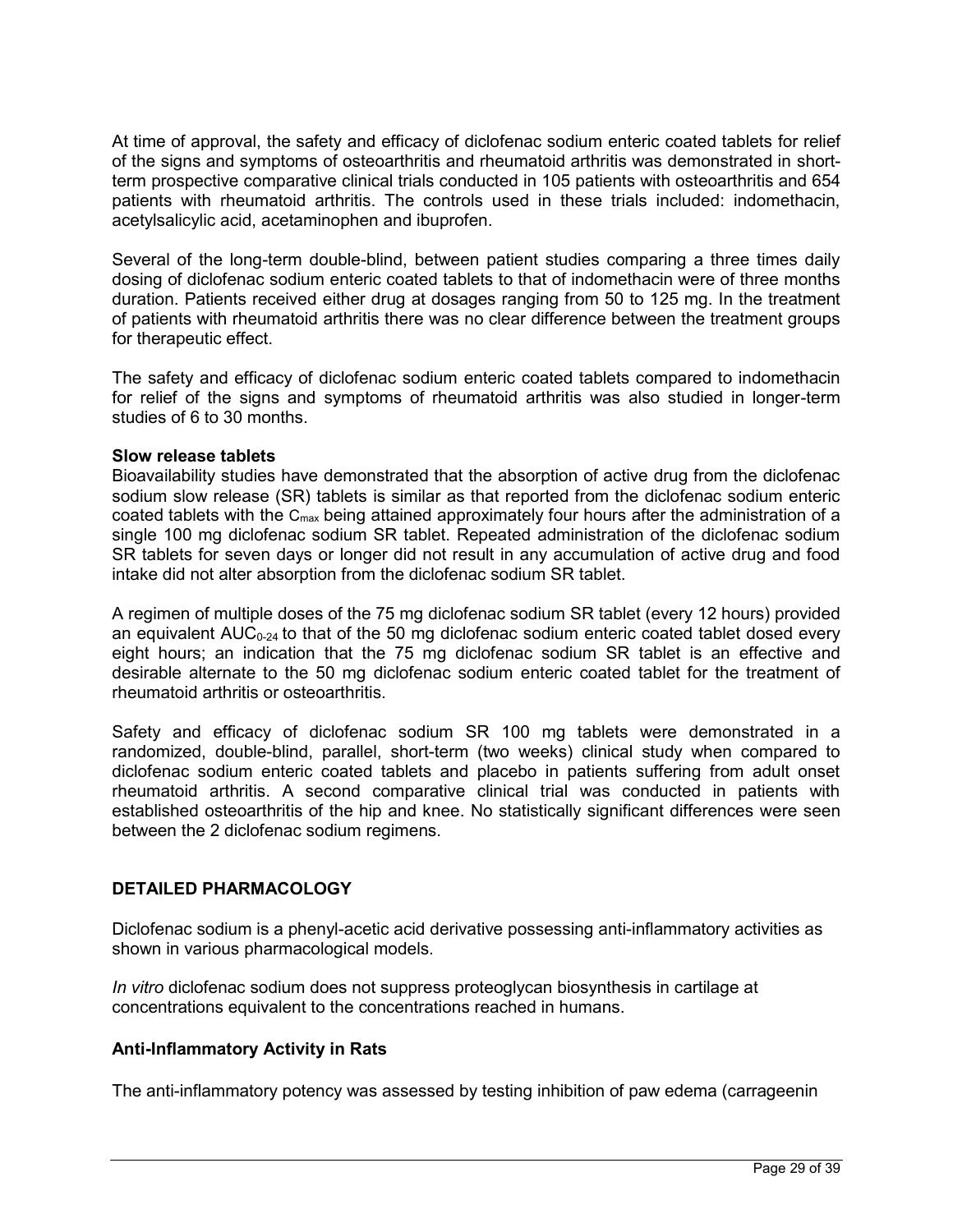At time of approval, the safety and efficacy of diclofenac sodium enteric coated tablets for relief of the signs and symptoms of osteoarthritis and rheumatoid arthritis was demonstrated in short-term prospective comparative clinical trials conducted in 105 patients with osteoarthritis and 654 patients with rheumatoid arthritis. The controls used in these trials included: indomethacin, acetylsalicylic acid, acetaminophen and ibuprofen.

Several of the long-term double-blind, between patient studies comparing a three times daily dosing of diclofenac sodium enteric coated tablets to that of indomethacin were of three months duration. Patients received either drug at dosages ranging from 50 to 125 mg. In the treatment of patients with rheumatoid arthritis there was no clear difference between the treatment groups for therapeutic effect.

The safety and efficacy of diclofenac sodium enteric coated tablets compared to indomethacin for relief of the signs and symptoms of rheumatoid arthritis was also studied in longer-term studies of 6 to 30 months.

**Slow release tablets**
Bioavailability studies have demonstrated that the absorption of active drug from the diclofenac sodium slow release (SR) tablets is similar as that reported from the diclofenac sodium enteric coated tablets with the $C_{max}$ being attained approximately four hours after the administration of a single 100 mg diclofenac sodium SR tablet. Repeated administration of the diclofenac sodium SR tablets for seven days or longer did not result in any accumulation of active drug and food intake did not alter absorption from the diclofenac sodium SR tablet.

A regimen of multiple doses of the 75 mg diclofenac sodium SR tablet (every 12 hours) provided an equivalent $AUC_{0-24}$ to that of the 50 mg diclofenac sodium enteric coated tablet dosed every eight hours; an indication that the 75 mg diclofenac sodium SR tablet is an effective and desirable alternate to the 50 mg diclofenac sodium enteric coated tablet for the treatment of rheumatoid arthritis or osteoarthritis.

Safety and efficacy of diclofenac sodium SR 100 mg tablets were demonstrated in a randomized, double-blind, parallel, short-term (two weeks) clinical study when compared to diclofenac sodium enteric coated tablets and placebo in patients suffering from adult onset rheumatoid arthritis. A second comparative clinical trial was conducted in patients with established osteoarthritis of the hip and knee. No statistically significant differences were seen between the 2 diclofenac sodium regimens.

## DETAILED PHARMACOLOGY

Diclofenac sodium is a phenyl-acetic acid derivative possessing anti-inflammatory activities as shown in various pharmacological models.

*In vitro* diclofenac sodium does not suppress proteoglycan biosynthesis in cartilage at concentrations equivalent to the concentrations reached in humans.

### Anti-Inflammatory Activity in Rats

The anti-inflammatory potency was assessed by testing inhibition of paw edema (carrageenin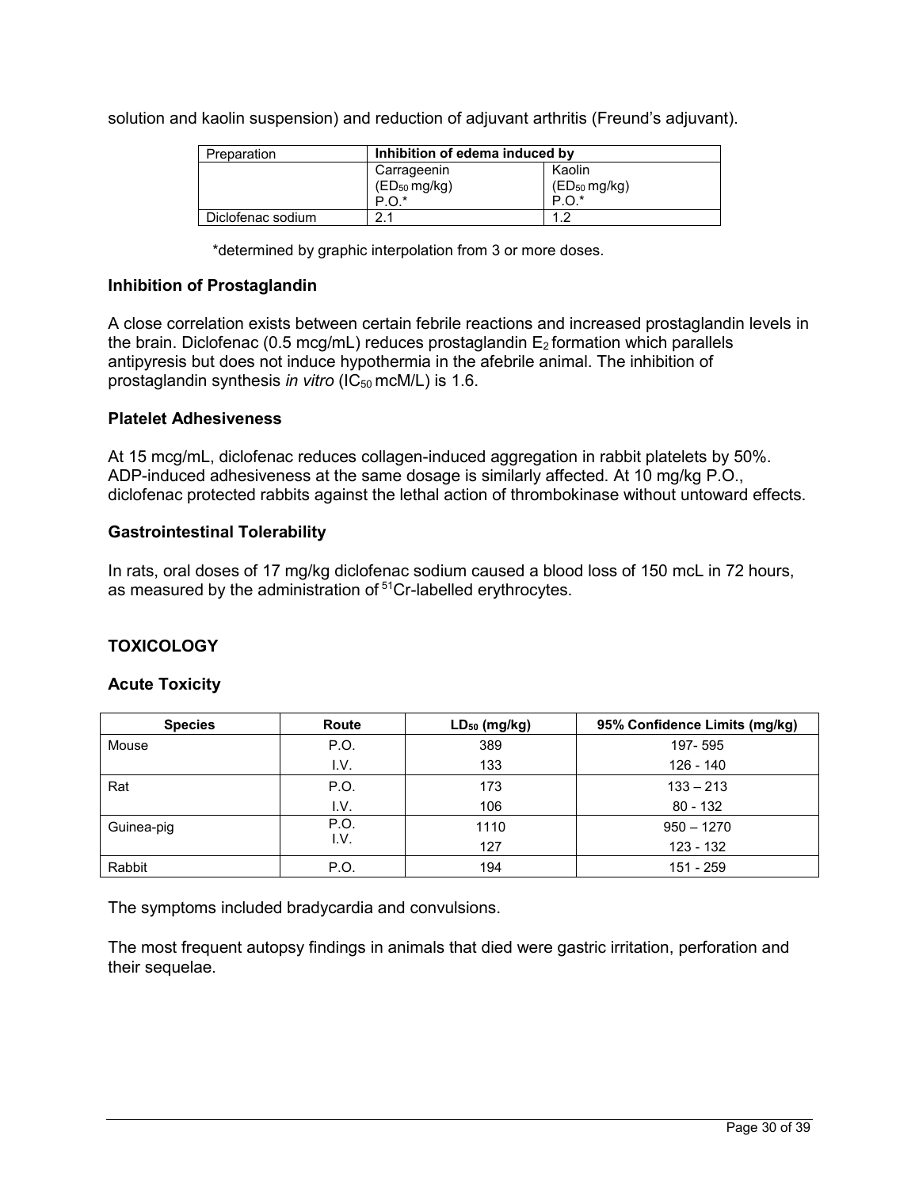solution and kaolin suspension) and reduction of adjuvant arthritis (Freund's adjuvant).

| Preparation | **Inhibition of edema induced by** | |
|---|---|---|
| | Carrageenin ($ED_{50}$ mg/kg) P.O.* | Kaolin ($ED_{50}$ mg/kg) P.O.* |
| Diclofenac sodium | 2.1 | 1.2 |

*determined by graphic interpolation from 3 or more doses.

### Inhibition of Prostaglandin

A close correlation exists between certain febrile reactions and increased prostaglandin levels in the brain. Diclofenac (0.5 mcg/mL) reduces prostaglandin $E_2$ formation which parallels antipyresis but does not induce hypothermia in the afebrile animal. The inhibition of prostaglandin synthesis *in vitro* ($IC_{50}$ mcM/L) is 1.6.

### Platelet Adhesiveness

At 15 mcg/mL, diclofenac reduces collagen-induced aggregation in rabbit platelets by 50%. ADP-induced adhesiveness at the same dosage is similarly affected. At 10 mg/kg P.O., diclofenac protected rabbits against the lethal action of thrombokinase without untoward effects.

### Gastrointestinal Tolerability

In rats, oral doses of 17 mg/kg diclofenac sodium caused a blood loss of 150 mcL in 72 hours, as measured by the administration of $^{51}$Cr-labelled erythrocytes.

## TOXICOLOGY

### Acute Toxicity

| Species | Route | $LD_{50}$ (mg/kg) | 95% Confidence Limits (mg/kg) |
|---|---|---|---|
| Mouse | P.O. | 389 | 197- 595 |
| | I.V. | 133 | 126 - 140 |
| Rat | P.O. | 173 | 133 – 213 |
| | I.V. | 106 | 80 - 132 |
| Guinea-pig | P.O. | 1110 | 950 – 1270 |
| | I.V. | 127 | 123 - 132 |
| Rabbit | P.O. | 194 | 151 - 259 |

The symptoms included bradycardia and convulsions.

The most frequent autopsy findings in animals that died were gastric irritation, perforation and their sequelae.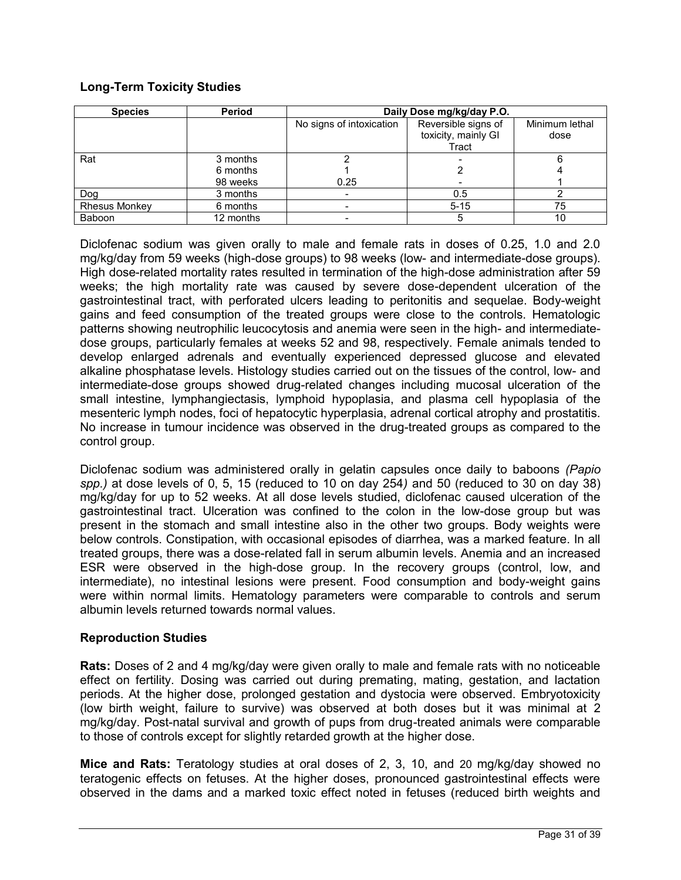### Long-Term Toxicity Studies

| Species | Period | Daily Dose mg/kg/day P.O. | | |
|---|---|---|---|---|
| | | No signs of intoxication | Reversible signs of toxicity, mainly GI Tract | Minimum lethal dose |
| Rat | 3 months | 2 | - | 6 |
| | 6 months | 1 | 2 | 4 |
| | 98 weeks | 0.25 | - | 1 |
| Dog | 3 months | - | 0.5 | 2 |
| Rhesus Monkey | 6 months | - | 5-15 | 75 |
| Baboon | 12 months | - | 5 | 10 |

Diclofenac sodium was given orally to male and female rats in doses of 0.25, 1.0 and 2.0 mg/kg/day from 59 weeks (high-dose groups) to 98 weeks (low- and intermediate-dose groups). High dose-related mortality rates resulted in termination of the high-dose administration after 59 weeks; the high mortality rate was caused by severe dose-dependent ulceration of the gastrointestinal tract, with perforated ulcers leading to peritonitis and sequelae. Body-weight gains and feed consumption of the treated groups were close to the controls. Hematologic patterns showing neutrophilic leucocytosis and anemia were seen in the high- and intermediate-dose groups, particularly females at weeks 52 and 98, respectively. Female animals tended to develop enlarged adrenals and eventually experienced depressed glucose and elevated alkaline phosphatase levels. Histology studies carried out on the tissues of the control, low- and intermediate-dose groups showed drug-related changes including mucosal ulceration of the small intestine, lymphangiectasis, lymphoid hypoplasia, and plasma cell hypoplasia of the mesenteric lymph nodes, foci of hepatocytic hyperplasia, adrenal cortical atrophy and prostatitis. No increase in tumour incidence was observed in the drug-treated groups as compared to the control group.

Diclofenac sodium was administered orally in gelatin capsules once daily to baboons *(Papio spp.)* at dose levels of 0, 5, 15 (reduced to 10 on day 254) and 50 (reduced to 30 on day 38) mg/kg/day for up to 52 weeks. At all dose levels studied, diclofenac caused ulceration of the gastrointestinal tract. Ulceration was confined to the colon in the low-dose group but was present in the stomach and small intestine also in the other two groups. Body weights were below controls. Constipation, with occasional episodes of diarrhea, was a marked feature. In all treated groups, there was a dose-related fall in serum albumin levels. Anemia and an increased ESR were observed in the high-dose group. In the recovery groups (control, low, and intermediate), no intestinal lesions were present. Food consumption and body-weight gains were within normal limits. Hematology parameters were comparable to controls and serum albumin levels returned towards normal values.

### Reproduction Studies

**Rats:** Doses of 2 and 4 mg/kg/day were given orally to male and female rats with no noticeable effect on fertility. Dosing was carried out during premating, mating, gestation, and lactation periods. At the higher dose, prolonged gestation and dystocia were observed. Embryotoxicity (low birth weight, failure to survive) was observed at both doses but it was minimal at 2 mg/kg/day. Post-natal survival and growth of pups from drug-treated animals were comparable to those of controls except for slightly retarded growth at the higher dose.

**Mice and Rats:** Teratology studies at oral doses of 2, 3, 10, and 20 mg/kg/day showed no teratogenic effects on fetuses. At the higher doses, pronounced gastrointestinal effects were observed in the dams and a marked toxic effect noted in fetuses (reduced birth weights and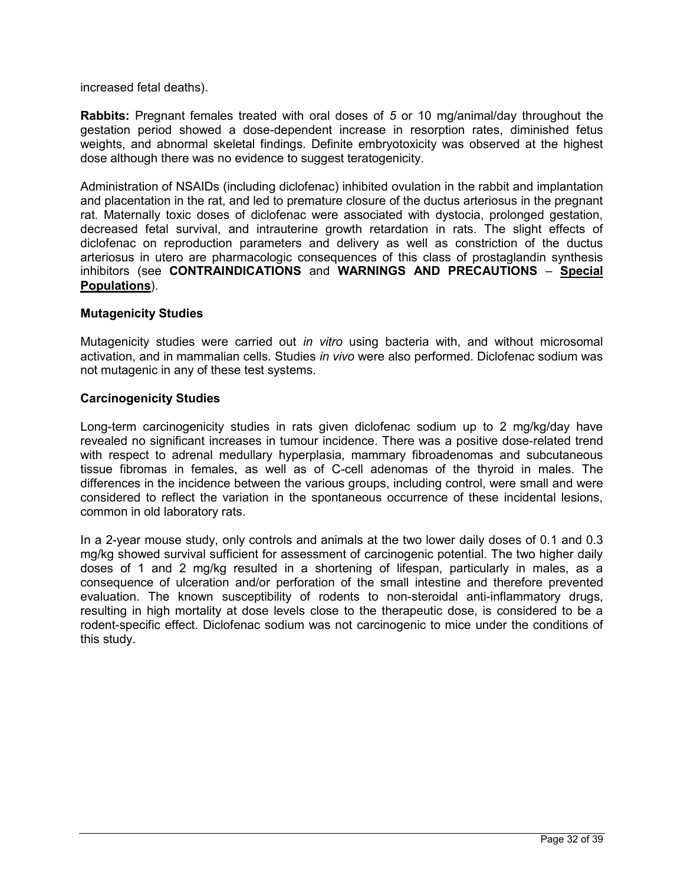increased fetal deaths).

**Rabbits:** Pregnant females treated with oral doses of *5* or 10 mg/animal/day throughout the gestation period showed a dose-dependent increase in resorption rates, diminished fetus weights, and abnormal skeletal findings. Definite embryotoxicity was observed at the highest dose although there was no evidence to suggest teratogenicity.

Administration of NSAIDs (including diclofenac) inhibited ovulation in the rabbit and implantation and placentation in the rat, and led to premature closure of the ductus arteriosus in the pregnant rat. Maternally toxic doses of diclofenac were associated with dystocia, prolonged gestation, decreased fetal survival, and intrauterine growth retardation in rats. The slight effects of diclofenac on reproduction parameters and delivery as well as constriction of the ductus arteriosus in utero are pharmacologic consequences of this class of prostaglandin synthesis inhibitors (see **CONTRAINDICATIONS** and **WARNINGS AND PRECAUTIONS** – **<u>Special Populations</u>**).

### Mutagenicity Studies

Mutagenicity studies were carried out *in vitro* using bacteria with, and without microsomal activation, and in mammalian cells. Studies *in vivo* were also performed. Diclofenac sodium was not mutagenic in any of these test systems.

### Carcinogenicity Studies

Long-term carcinogenicity studies in rats given diclofenac sodium up to 2 mg/kg/day have revealed no significant increases in tumour incidence. There was a positive dose-related trend with respect to adrenal medullary hyperplasia, mammary fibroadenomas and subcutaneous tissue fibromas in females, as well as of C-cell adenomas of the thyroid in males. The differences in the incidence between the various groups, including control, were small and were considered to reflect the variation in the spontaneous occurrence of these incidental lesions, common in old laboratory rats.

In a 2-year mouse study, only controls and animals at the two lower daily doses of 0.1 and 0.3 mg/kg showed survival sufficient for assessment of carcinogenic potential. The two higher daily doses of 1 and 2 mg/kg resulted in a shortening of lifespan, particularly in males, as a consequence of ulceration and/or perforation of the small intestine and therefore prevented evaluation. The known susceptibility of rodents to non-steroidal anti-inflammatory drugs, resulting in high mortality at dose levels close to the therapeutic dose, is considered to be a rodent-specific effect. Diclofenac sodium was not carcinogenic to mice under the conditions of this study.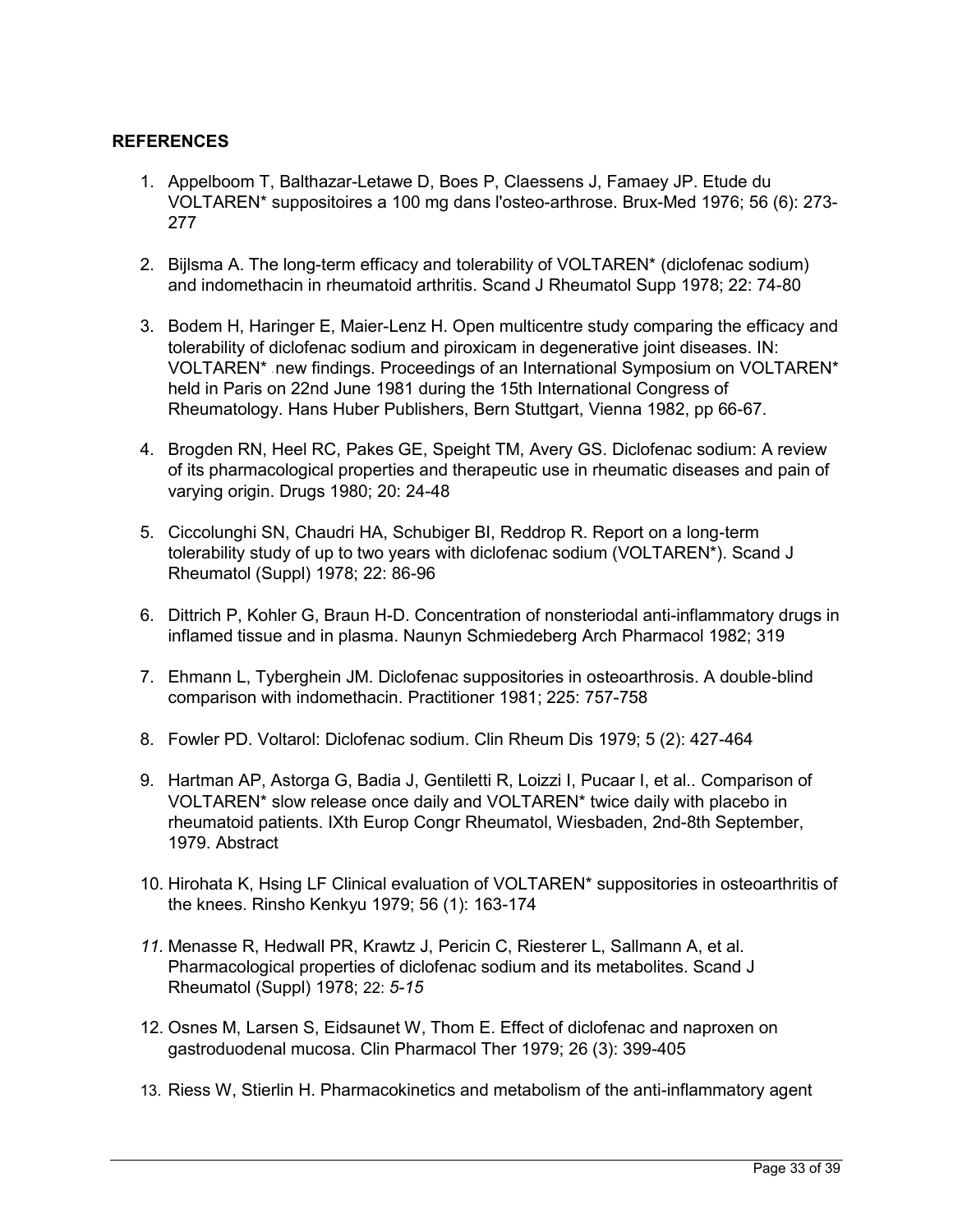**REFERENCES**

1. Appelboom T, Balthazar-Letawe D, Boes P, Claessens J, Famaey JP. Etude du VOLTAREN* suppositoires a 100 mg dans l'osteo-arthrose. Brux-Med 1976; 56 (6): 273-277

2. Bijlsma A. The long-term efficacy and tolerability of VOLTAREN* (diclofenac sodium) and indomethacin in rheumatoid arthritis. Scand J Rheumatol Supp 1978; 22: 74-80

3. Bodem H, Haringer E, Maier-Lenz H. Open multicentre study comparing the efficacy and tolerability of diclofenac sodium and piroxicam in degenerative joint diseases. IN: VOLTAREN* new findings. Proceedings of an International Symposium on VOLTAREN* held in Paris on 22nd June 1981 during the 15th International Congress of Rheumatology. Hans Huber Publishers, Bern Stuttgart, Vienna 1982, pp 66-67.

4. Brogden RN, Heel RC, Pakes GE, Speight TM, Avery GS. Diclofenac sodium: A review of its pharmacological properties and therapeutic use in rheumatic diseases and pain of varying origin. Drugs 1980; 20: 24-48

5. Ciccolunghi SN, Chaudri HA, Schubiger BI, Reddrop R. Report on a long-term tolerability study of up to two years with diclofenac sodium (VOLTAREN*). Scand J Rheumatol (Suppl) 1978; 22: 86-96

6. Dittrich P, Kohler G, Braun H-D. Concentration of nonsteriodal anti-inflammatory drugs in inflamed tissue and in plasma. Naunyn Schmiedeberg Arch Pharmacol 1982; 319

7. Ehmann L, Tyberghein JM. Diclofenac suppositories in osteoarthrosis. A double-blind comparison with indomethacin. Practitioner 1981; 225: 757-758

8. Fowler PD. Voltarol: Diclofenac sodium. Clin Rheum Dis 1979; 5 (2): 427-464

9. Hartman AP, Astorga G, Badia J, Gentiletti R, Loizzi I, Pucaar I, et al.. Comparison of VOLTAREN* slow release once daily and VOLTAREN* twice daily with placebo in rheumatoid patients. IXth Europ Congr Rheumatol, Wiesbaden, 2nd-8th September, 1979. Abstract

10. Hirohata K, Hsing LF Clinical evaluation of VOLTAREN* suppositories in osteoarthritis of the knees. Rinsho Kenkyu 1979; 56 (1): 163-174

11. Menasse R, Hedwall PR, Krawtz J, Pericin C, Riesterer L, Sallmann A, et al. Pharmacological properties of diclofenac sodium and its metabolites. Scand J Rheumatol (Suppl) 1978; 22: *5-15*

12. Osnes M, Larsen S, Eidsaunet W, Thom E. Effect of diclofenac and naproxen on gastroduodenal mucosa. Clin Pharmacol Ther 1979; 26 (3): 399-405

13. Riess W, Stierlin H. Pharmacokinetics and metabolism of the anti-inflammatory agent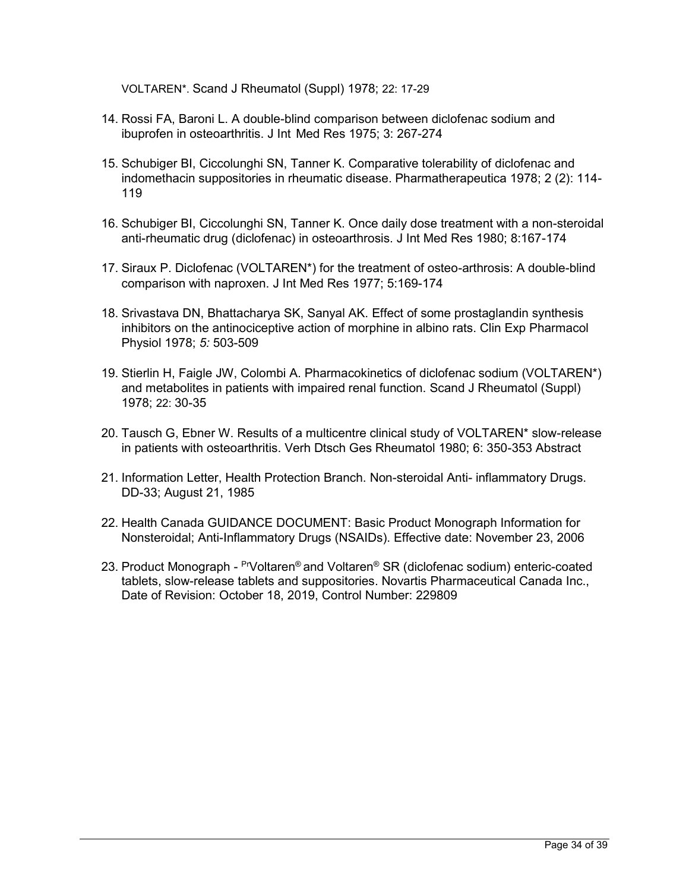VOLTAREN*. Scand J Rheumatol (Suppl) 1978; 22: 17-29

14. Rossi FA, Baroni L. A double-blind comparison between diclofenac sodium and ibuprofen in osteoarthritis. J Int Med Res 1975; 3: 267-274

15. Schubiger BI, Ciccolunghi SN, Tanner K. Comparative tolerability of diclofenac and indomethacin suppositories in rheumatic disease. Pharmatherapeutica 1978; 2 (2): 114-119

16. Schubiger BI, Ciccolunghi SN, Tanner K. Once daily dose treatment with a non-steroidal anti-rheumatic drug (diclofenac) in osteoarthrosis. J Int Med Res 1980; 8:167-174

17. Siraux P. Diclofenac (VOLTAREN*) for the treatment of osteo-arthrosis: A double-blind comparison with naproxen. J Int Med Res 1977; 5:169-174

18. Srivastava DN, Bhattacharya SK, Sanyal AK. Effect of some prostaglandin synthesis inhibitors on the antinociceptive action of morphine in albino rats. Clin Exp Pharmacol Physiol 1978; *5:* 503-509

19. Stierlin H, Faigle JW, Colombi A. Pharmacokinetics of diclofenac sodium (VOLTAREN*) and metabolites in patients with impaired renal function. Scand J Rheumatol (Suppl) 1978; 22: 30-35

20. Tausch G, Ebner W. Results of a multicentre clinical study of VOLTAREN* slow-release in patients with osteoarthritis. Verh Dtsch Ges Rheumatol 1980; 6: 350-353 Abstract

21. Information Letter, Health Protection Branch. Non-steroidal Anti- inflammatory Drugs. DD-33; August 21, 1985

22. Health Canada GUIDANCE DOCUMENT: Basic Product Monograph Information for Nonsteroidal; Anti-Inflammatory Drugs (NSAIDs). Effective date: November 23, 2006

23. Product Monograph - PrVoltaren® and Voltaren® SR (diclofenac sodium) enteric-coated tablets, slow-release tablets and suppositories. Novartis Pharmaceutical Canada Inc., Date of Revision: October 18, 2019, Control Number: 229809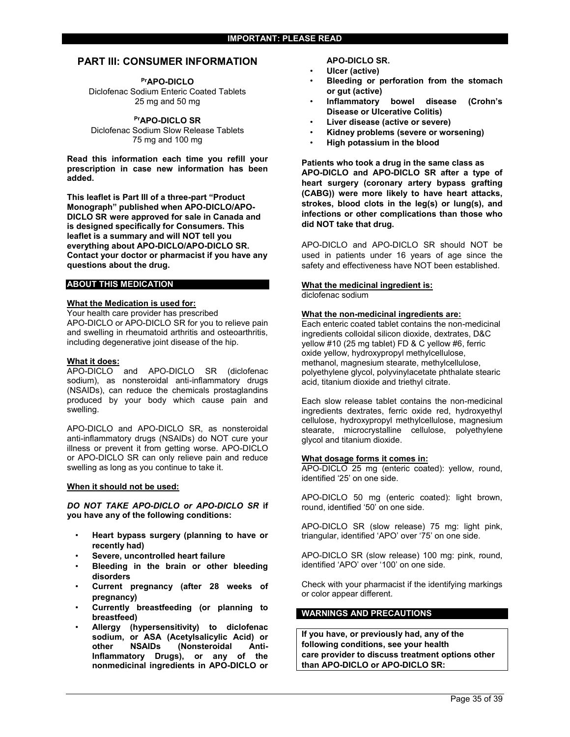**IMPORTANT: PLEASE READ**

# PART III: CONSUMER INFORMATION

**[Pr]APO-DICLO**
Diclofenac Sodium Enteric Coated Tablets
25 mg and 50 mg

**[Pr]APO-DICLO SR**
Diclofenac Sodium Slow Release Tablets
75 mg and 100 mg

**Read this information each time you refill your prescription in case new information has been added.**

**This leaflet is Part III of a three-part "Product Monograph" published when APO-DICLO/APO-DICLO SR were approved for sale in Canada and is designed specifically for Consumers. This leaflet is a summary and will NOT tell you everything about APO-DICLO/APO-DICLO SR. Contact your doctor or pharmacist if you have any questions about the drug.**

## ABOUT THIS MEDICATION

**What the Medication is used for:**

Your health care provider has prescribed APO-DICLO or APO-DICLO SR for you to relieve pain and swelling in rheumatoid arthritis and osteoarthritis, including degenerative joint disease of the hip.

**What it does:**

APO-DICLO and APO-DICLO SR (diclofenac sodium), as nonsteroidal anti-inflammatory drugs (NSAIDs), can reduce the chemicals prostaglandins produced by your body which cause pain and swelling.

APO-DICLO and APO-DICLO SR, as nonsteroidal anti-inflammatory drugs (NSAIDs) do NOT cure your illness or prevent it from getting worse. APO-DICLO or APO-DICLO SR can only relieve pain and reduce swelling as long as you continue to take it.

**When it should not be used:**

***DO NOT TAKE APO-DICLO or APO-DICLO SR* if you have any of the following conditions:**

- **Heart bypass surgery (planning to have or recently had)**
- **Severe, uncontrolled heart failure**
- **Bleeding in the brain or other bleeding disorders**
- **Current pregnancy (after 28 weeks of pregnancy)**
- **Currently breastfeeding (or planning to breastfeed)**
- **Allergy (hypersensitivity) to diclofenac sodium, or ASA (Acetylsalicylic Acid) or other NSAIDs (Nonsteroidal Anti-Inflammatory Drugs), or any of the nonmedicinal ingredients in APO-DICLO or APO-DICLO SR.**
- **Ulcer (active)**
- **Bleeding or perforation from the stomach or gut (active)**
- **Inflammatory bowel disease (Crohn's Disease or Ulcerative Colitis)**
- **Liver disease (active or severe)**
- **Kidney problems (severe or worsening)**
- **High potassium in the blood**

**Patients who took a drug in the same class as APO-DICLO and APO-DICLO SR after a type of heart surgery (coronary artery bypass grafting (CABG)) were more likely to have heart attacks, strokes, blood clots in the leg(s) or lung(s), and infections or other complications than those who did NOT take that drug.**

APO-DICLO and APO-DICLO SR should NOT be used in patients under 16 years of age since the safety and effectiveness have NOT been established.

**What the medicinal ingredient is:**

diclofenac sodium

**What the non-medicinal ingredients are:**

Each enteric coated tablet contains the non-medicinal ingredients colloidal silicon dioxide, dextrates, D&C yellow #10 (25 mg tablet) FD & C yellow #6, ferric oxide yellow, hydroxypropyl methylcellulose, methanol, magnesium stearate, methylcellulose, polyethylene glycol, polyvinylacetate phthalate stearic acid, titanium dioxide and triethyl citrate.

Each slow release tablet contains the non-medicinal ingredients dextrates, ferric oxide red, hydroxyethyl cellulose, hydroxypropyl methylcellulose, magnesium stearate, microcrystalline cellulose, polyethylene glycol and titanium dioxide.

**What dosage forms it comes in:**

APO-DICLO 25 mg (enteric coated): yellow, round, identified '25' on one side.

APO-DICLO 50 mg (enteric coated): light brown, round, identified '50' on one side.

APO-DICLO SR (slow release) 75 mg: light pink, triangular, identified 'APO' over '75' on one side.

APO-DICLO SR (slow release) 100 mg: pink, round, identified 'APO' over '100' on one side.

Check with your pharmacist if the identifying markings or color appear different.

## WARNINGS AND PRECAUTIONS

**If you have, or previously had, any of the following conditions, see your health care provider to discuss treatment options other than APO-DICLO or APO-DICLO SR:**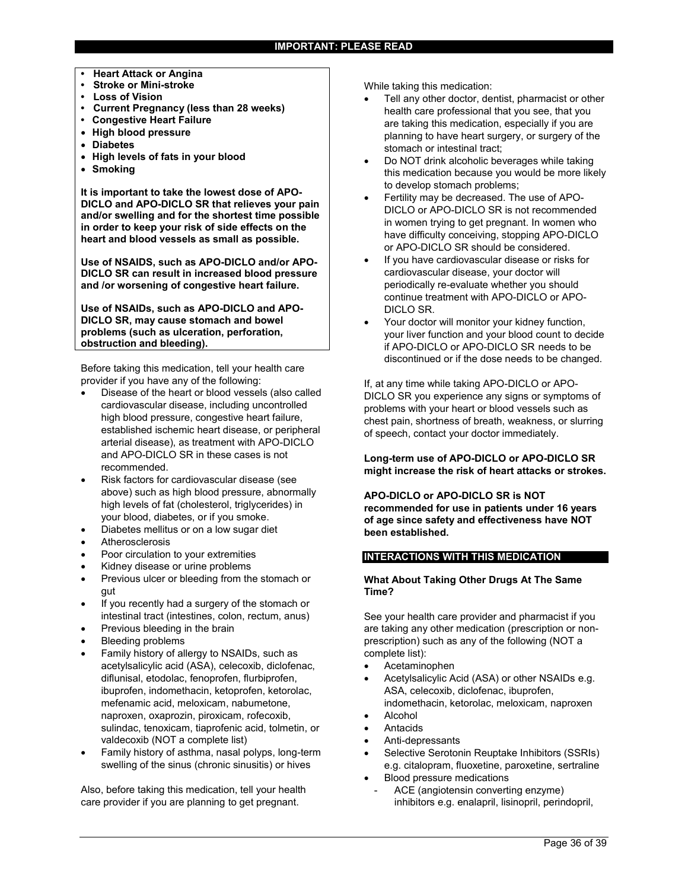- **Heart Attack or Angina**
- **Stroke or Mini-stroke**
- **Loss of Vision**
- **Current Pregnancy (less than 28 weeks)**
- **Congestive Heart Failure**
- **High blood pressure**
- **Diabetes**
- **High levels of fats in your blood**
- **Smoking**

**It is important to take the lowest dose of APO-DICLO and APO-DICLO SR that relieves your pain and/or swelling and for the shortest time possible in order to keep your risk of side effects on the heart and blood vessels as small as possible.**

**Use of NSAIDS, such as APO-DICLO and/or APO-DICLO SR can result in increased blood pressure and /or worsening of congestive heart failure.**

**Use of NSAIDs, such as APO-DICLO and APO-DICLO SR, may cause stomach and bowel problems (such as ulceration, perforation, obstruction and bleeding).**

Before taking this medication, tell your health care provider if you have any of the following:

- Disease of the heart or blood vessels (also called cardiovascular disease, including uncontrolled high blood pressure, congestive heart failure, established ischemic heart disease, or peripheral arterial disease), as treatment with APO-DICLO and APO-DICLO SR in these cases is not recommended.
- Risk factors for cardiovascular disease (see above) such as high blood pressure, abnormally high levels of fat (cholesterol, triglycerides) in your blood, diabetes, or if you smoke.
- Diabetes mellitus or on a low sugar diet
- Atherosclerosis
- Poor circulation to your extremities
- Kidney disease or urine problems
- Previous ulcer or bleeding from the stomach or gut
- If you recently had a surgery of the stomach or intestinal tract (intestines, colon, rectum, anus)
- Previous bleeding in the brain
- Bleeding problems
- Family history of allergy to NSAIDs, such as acetylsalicylic acid (ASA), celecoxib, diclofenac, diflunisal, etodolac, fenoprofen, flurbiprofen, ibuprofen, indomethacin, ketoprofen, ketorolac, mefenamic acid, meloxicam, nabumetone, naproxen, oxaprozin, piroxicam, rofecoxib, sulindac, tenoxicam, tiaprofenic acid, tolmetin, or valdecoxib (NOT a complete list)
- Family history of asthma, nasal polyps, long-term swelling of the sinus (chronic sinusitis) or hives

Also, before taking this medication, tell your health care provider if you are planning to get pregnant.

While taking this medication:

- Tell any other doctor, dentist, pharmacist or other health care professional that you see, that you are taking this medication, especially if you are planning to have heart surgery, or surgery of the stomach or intestinal tract;
- Do NOT drink alcoholic beverages while taking this medication because you would be more likely to develop stomach problems;
- Fertility may be decreased. The use of APO-DICLO or APO-DICLO SR is not recommended in women trying to get pregnant. In women who have difficulty conceiving, stopping APO-DICLO or APO-DICLO SR should be considered.
- If you have cardiovascular disease or risks for cardiovascular disease, your doctor will periodically re-evaluate whether you should continue treatment with APO-DICLO or APO-DICLO SR.
- Your doctor will monitor your kidney function, your liver function and your blood count to decide if APO-DICLO or APO-DICLO SR needs to be discontinued or if the dose needs to be changed.

If, at any time while taking APO-DICLO or APO-DICLO SR you experience any signs or symptoms of problems with your heart or blood vessels such as chest pain, shortness of breath, weakness, or slurring of speech, contact your doctor immediately.

**Long-term use of APO-DICLO or APO-DICLO SR might increase the risk of heart attacks or strokes.**

**APO-DICLO or APO-DICLO SR is NOT recommended for use in patients under 16 years of age since safety and effectiveness have NOT been established.**

## INTERACTIONS WITH THIS MEDICATION

**What About Taking Other Drugs At The Same Time?**

See your health care provider and pharmacist if you are taking any other medication (prescription or non-prescription) such as any of the following (NOT a complete list):

- Acetaminophen
- Acetylsalicylic Acid (ASA) or other NSAIDs e.g. ASA, celecoxib, diclofenac, ibuprofen, indomethacin, ketorolac, meloxicam, naproxen
- Alcohol
- Antacids
- Anti-depressants
- Selective Serotonin Reuptake Inhibitors (SSRIs) e.g. citalopram, fluoxetine, paroxetine, sertraline
- Blood pressure medications
  - ACE (angiotensin converting enzyme) inhibitors e.g. enalapril, lisinopril, perindopril,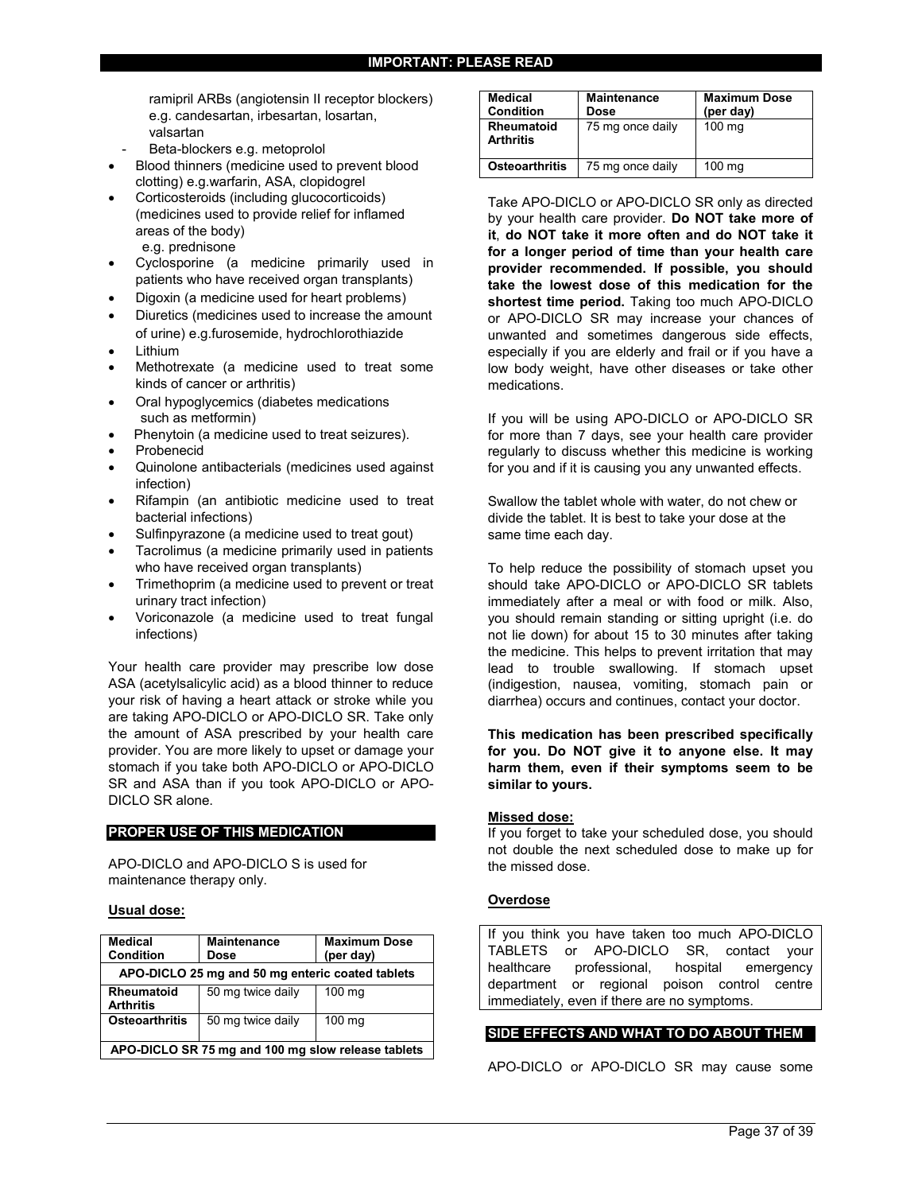ramipril ARBs (angiotensin II receptor blockers) e.g. candesartan, irbesartan, losartan, valsartan
  - Beta-blockers e.g. metoprolol
- Blood thinners (medicine used to prevent blood clotting) e.g.warfarin, ASA, clopidogrel
- Corticosteroids (including glucocorticoids) (medicines used to provide relief for inflamed areas of the body) e.g. prednisone
- Cyclosporine (a medicine primarily used in patients who have received organ transplants)
- Digoxin (a medicine used for heart problems)
- Diuretics (medicines used to increase the amount of urine) e.g.furosemide, hydrochlorothiazide
- Lithium
- Methotrexate (a medicine used to treat some kinds of cancer or arthritis)
- Oral hypoglycemics (diabetes medications such as metformin)
- Phenytoin (a medicine used to treat seizures).
- Probenecid
- Quinolone antibacterials (medicines used against infection)
- Rifampin (an antibiotic medicine used to treat bacterial infections)
- Sulfinpyrazone (a medicine used to treat gout)
- Tacrolimus (a medicine primarily used in patients who have received organ transplants)
- Trimethoprim (a medicine used to prevent or treat urinary tract infection)
- Voriconazole (a medicine used to treat fungal infections)

Your health care provider may prescribe low dose ASA (acetylsalicylic acid) as a blood thinner to reduce your risk of having a heart attack or stroke while you are taking APO-DICLO or APO-DICLO SR. Take only the amount of ASA prescribed by your health care provider. You are more likely to upset or damage your stomach if you take both APO-DICLO or APO-DICLO SR and ASA than if you took APO-DICLO or APO-DICLO SR alone.

## PROPER USE OF THIS MEDICATION

APO-DICLO and APO-DICLO S is used for maintenance therapy only.

**Usual dose:**

| Medical Condition | Maintenance Dose | Maximum Dose (per day) |
|---|---|---|
| **APO-DICLO 25 mg and 50 mg enteric coated tablets** | | |
| **Rheumatoid Arthritis** | 50 mg twice daily | 100 mg |
| **Osteoarthritis** | 50 mg twice daily | 100 mg |
| **APO-DICLO SR 75 mg and 100 mg slow release tablets** | | |
| **Rheumatoid Arthritis** | 75 mg once daily | 100 mg |
| **Osteoarthritis** | 75 mg once daily | 100 mg |

Take APO-DICLO or APO-DICLO SR only as directed by your health care provider. **Do NOT take more of it**, **do NOT take it more often and do NOT take it for a longer period of time than your health care provider recommended. If possible, you should take the lowest dose of this medication for the shortest time period.** Taking too much APO-DICLO or APO-DICLO SR may increase your chances of unwanted and sometimes dangerous side effects, especially if you are elderly and frail or if you have a low body weight, have other diseases or take other medications.

If you will be using APO-DICLO or APO-DICLO SR for more than 7 days, see your health care provider regularly to discuss whether this medicine is working for you and if it is causing you any unwanted effects.

Swallow the tablet whole with water, do not chew or divide the tablet. It is best to take your dose at the same time each day.

To help reduce the possibility of stomach upset you should take APO-DICLO or APO-DICLO SR tablets immediately after a meal or with food or milk. Also, you should remain standing or sitting upright (i.e. do not lie down) for about 15 to 30 minutes after taking the medicine. This helps to prevent irritation that may lead to trouble swallowing. If stomach upset (indigestion, nausea, vomiting, stomach pain or diarrhea) occurs and continues, contact your doctor.

**This medication has been prescribed specifically for you. Do NOT give it to anyone else. It may harm them, even if their symptoms seem to be similar to yours.**

**Missed dose:**
If you forget to take your scheduled dose, you should not double the next scheduled dose to make up for the missed dose.

**Overdose**

If you think you have taken too much APO-DICLO TABLETS or APO-DICLO SR, contact your healthcare professional, hospital emergency department or regional poison control centre immediately, even if there are no symptoms.

## SIDE EFFECTS AND WHAT TO DO ABOUT THEM

APO-DICLO or APO-DICLO SR may cause some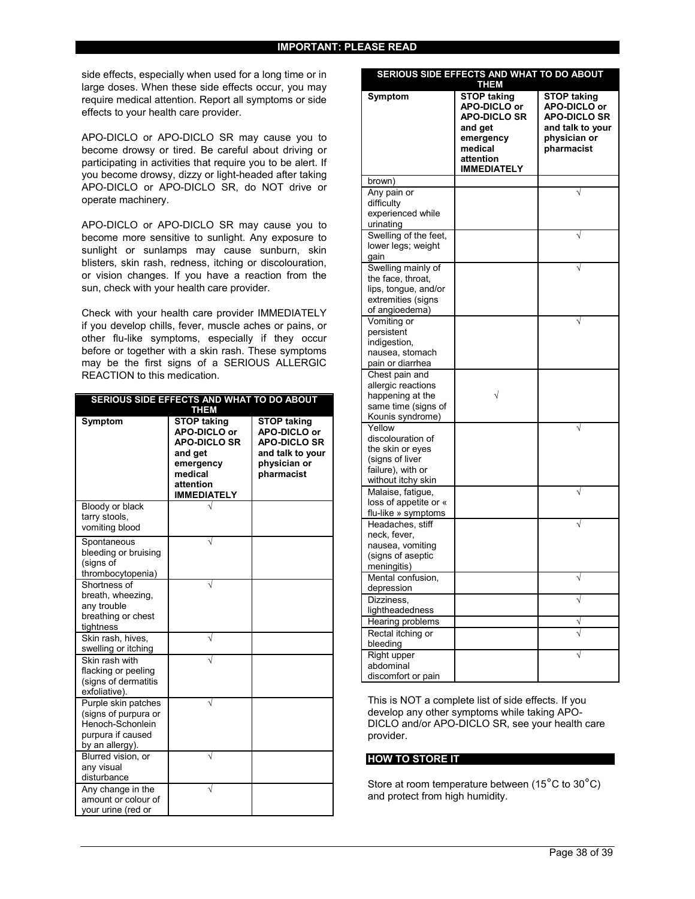side effects, especially when used for a long time or in large doses. When these side effects occur, you may require medical attention. Report all symptoms or side effects to your health care provider.

APO-DICLO or APO-DICLO SR may cause you to become drowsy or tired. Be careful about driving or participating in activities that require you to be alert. If you become drowsy, dizzy or light-headed after taking APO-DICLO or APO-DICLO SR, do NOT drive or operate machinery.

APO-DICLO or APO-DICLO SR may cause you to become more sensitive to sunlight. Any exposure to sunlight or sunlamps may cause sunburn, skin blisters, skin rash, redness, itching or discolouration, or vision changes. If you have a reaction from the sun, check with your health care provider.

Check with your health care provider IMMEDIATELY if you develop chills, fever, muscle aches or pains, or other flu-like symptoms, especially if they occur before or together with a skin rash. These symptoms may be the first signs of a SERIOUS ALLERGIC REACTION to this medication.

**SERIOUS SIDE EFFECTS AND WHAT TO DO ABOUT THEM**

| Symptom | STOP taking APO-DICLO or APO-DICLO SR and get emergency medical attention IMMEDIATELY | STOP taking APO-DICLO or APO-DICLO SR and talk to your physician or pharmacist |
|---|---|---|
| Bloody or black tarry stools, vomiting blood | √ | |
| Spontaneous bleeding or bruising (signs of thrombocytopenia) | √ | |
| Shortness of breath, wheezing, any trouble breathing or chest tightness | √ | |
| Skin rash, hives, swelling or itching | √ | |
| Skin rash with flacking or peeling (signs of dermatitis exfoliative). | √ | |
| Purple skin patches (signs of purpura or Henoch-Schonlein purpura if caused by an allergy). | √ | |
| Blurred vision, or any visual disturbance | √ | |
| Any change in the amount or colour of your urine (red or brown) | √ | |
| Any pain or difficulty experienced while urinating | | √ |
| Swelling of the feet, lower legs; weight gain | | √ |
| Swelling mainly of the face, throat, lips, tongue, and/or extremities (signs of angioedema) | | √ |
| Vomiting or persistent indigestion, nausea, stomach pain or diarrhea | | √ |
| Chest pain and allergic reactions happening at the same time (signs of Kounis syndrome) | √ | |
| Yellow discolouration of the skin or eyes (signs of liver failure), with or without itchy skin | | √ |
| Malaise, fatigue, loss of appetite or « flu-like » symptoms | | √ |
| Headaches, stiff neck, fever, nausea, vomiting (signs of aseptic meningitis) | | √ |
| Mental confusion, depression | | √ |
| Dizziness, lightheadedness | | √ |
| Hearing problems | | √ |
| Rectal itching or bleeding | | √ |
| Right upper abdominal discomfort or pain | | √ |

This is NOT a complete list of side effects. If you develop any other symptoms while taking APO-DICLO and/or APO-DICLO SR, see your health care provider.

## HOW TO STORE IT

Store at room temperature between (15°C to 30°C) and protect from high humidity.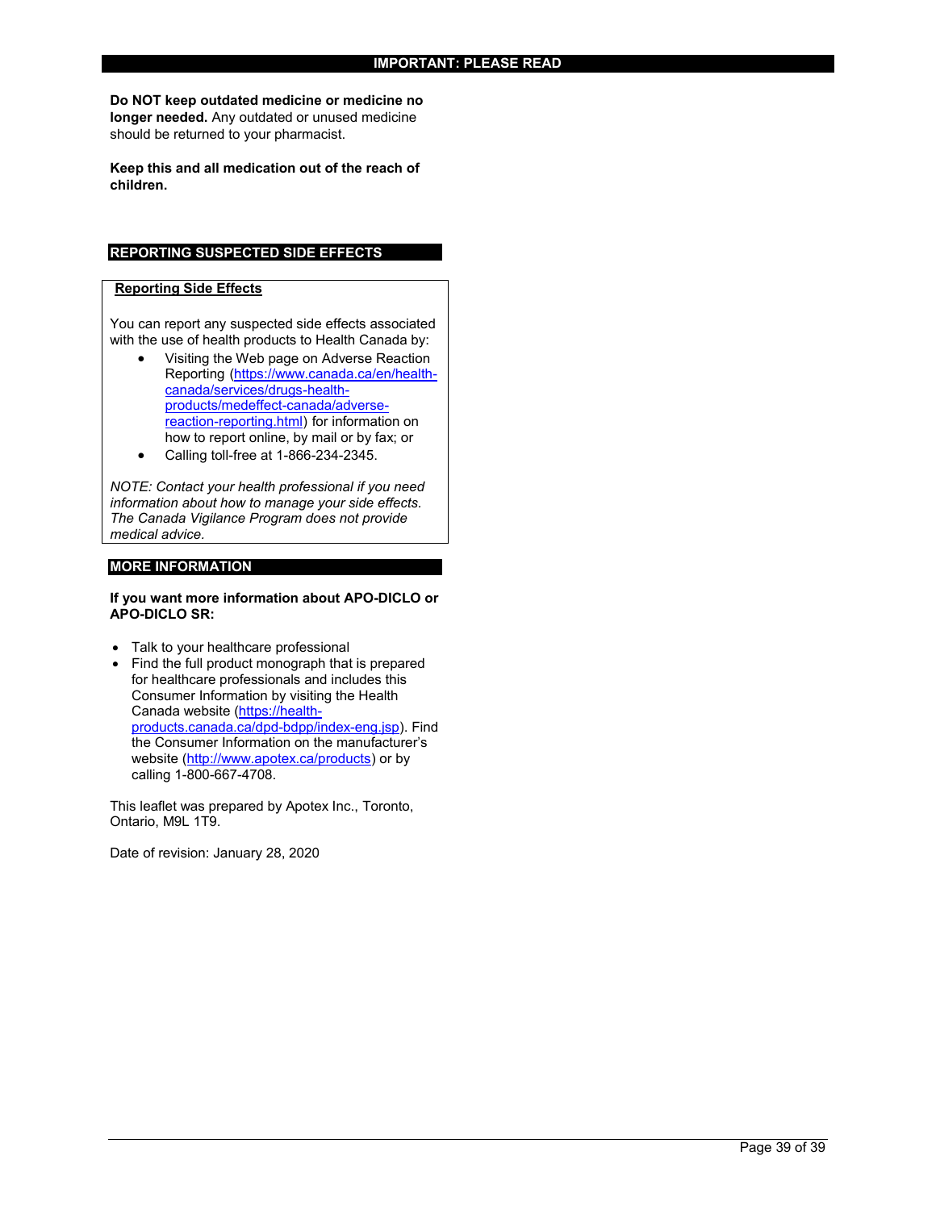**Do NOT keep outdated medicine or medicine no longer needed.** Any outdated or unused medicine should be returned to your pharmacist.

**Keep this and all medication out of the reach of children.**

## REPORTING SUSPECTED SIDE EFFECTS

**Reporting Side Effects**

You can report any suspected side effects associated with the use of health products to Health Canada by:

- Visiting the Web page on Adverse Reaction Reporting (https://www.canada.ca/en/health-canada/services/drugs-health-products/medeffect-canada/adverse-reaction-reporting.html) for information on how to report online, by mail or by fax; or
- Calling toll-free at 1-866-234-2345.

*NOTE: Contact your health professional if you need information about how to manage your side effects. The Canada Vigilance Program does not provide medical advice.*

## MORE INFORMATION

**If you want more information about APO-DICLO or APO-DICLO SR:**

- Talk to your healthcare professional
- Find the full product monograph that is prepared for healthcare professionals and includes this Consumer Information by visiting the Health Canada website (https://health-products.canada.ca/dpd-bdpp/index-eng.jsp). Find the Consumer Information on the manufacturer's website (http://www.apotex.ca/products) or by calling 1-800-667-4708.

This leaflet was prepared by Apotex Inc., Toronto, Ontario, M9L 1T9.

Date of revision: January 28, 2020